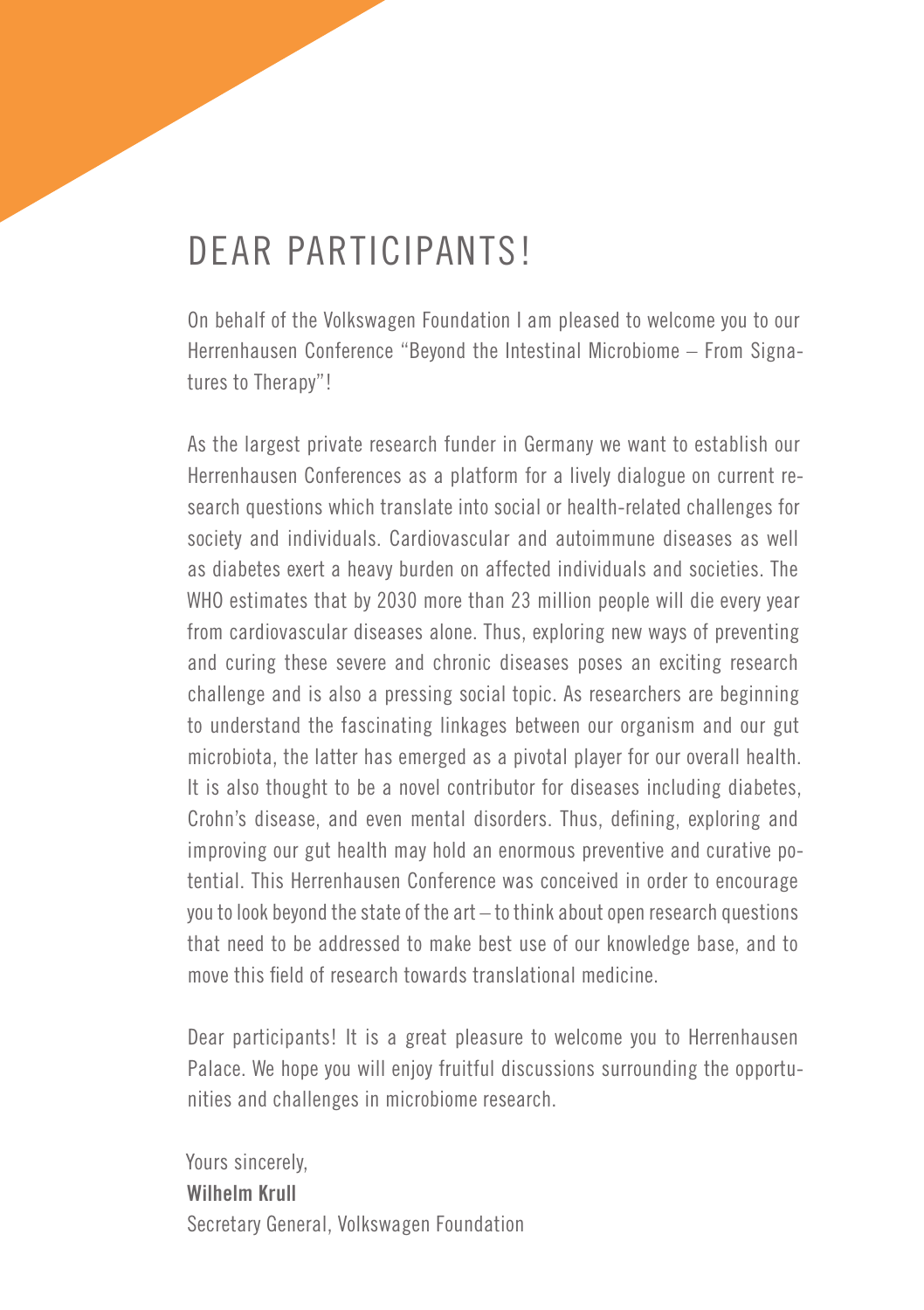# DEAR PARTICIPANTS!

On behalf of the Volkswagen Foundation I am pleased to welcome you to our Herrenhausen Conference "Beyond the Intestinal Microbiome – From Signatures to Therapy"!

As the largest private research funder in Germany we want to establish our Herrenhausen Conferences as a platform for a lively dialogue on current research questions which translate into social or health-related challenges for society and individuals. Cardiovascular and autoimmune diseases as well as diabetes exert a heavy burden on affected individuals and societies. The WHO estimates that by 2030 more than 23 million people will die every year from cardiovascular diseases alone. Thus, exploring new ways of preventing and curing these severe and chronic diseases poses an exciting research challenge and is also a pressing social topic. As researchers are beginning to understand the fascinating linkages between our organism and our gut microbiota, the latter has emerged as a pivotal player for our overall health. It is also thought to be a novel contributor for diseases including diabetes, Crohn's disease, and even mental disorders. Thus, defining, exploring and improving our gut health may hold an enormous preventive and curative potential. This Herrenhausen Conference was conceived in order to encourage you to look beyond the state of the art – to think about open research questions that need to be addressed to make best use of our knowledge base, and to move this field of research towards translational medicine.

Dear participants! It is a great pleasure to welcome you to Herrenhausen Palace. We hope you will enjoy fruitful discussions surrounding the opportunities and challenges in microbiome research.

Yours sincerely,
**Wilhelm Krull**
Secretary General, Volkswagen Foundation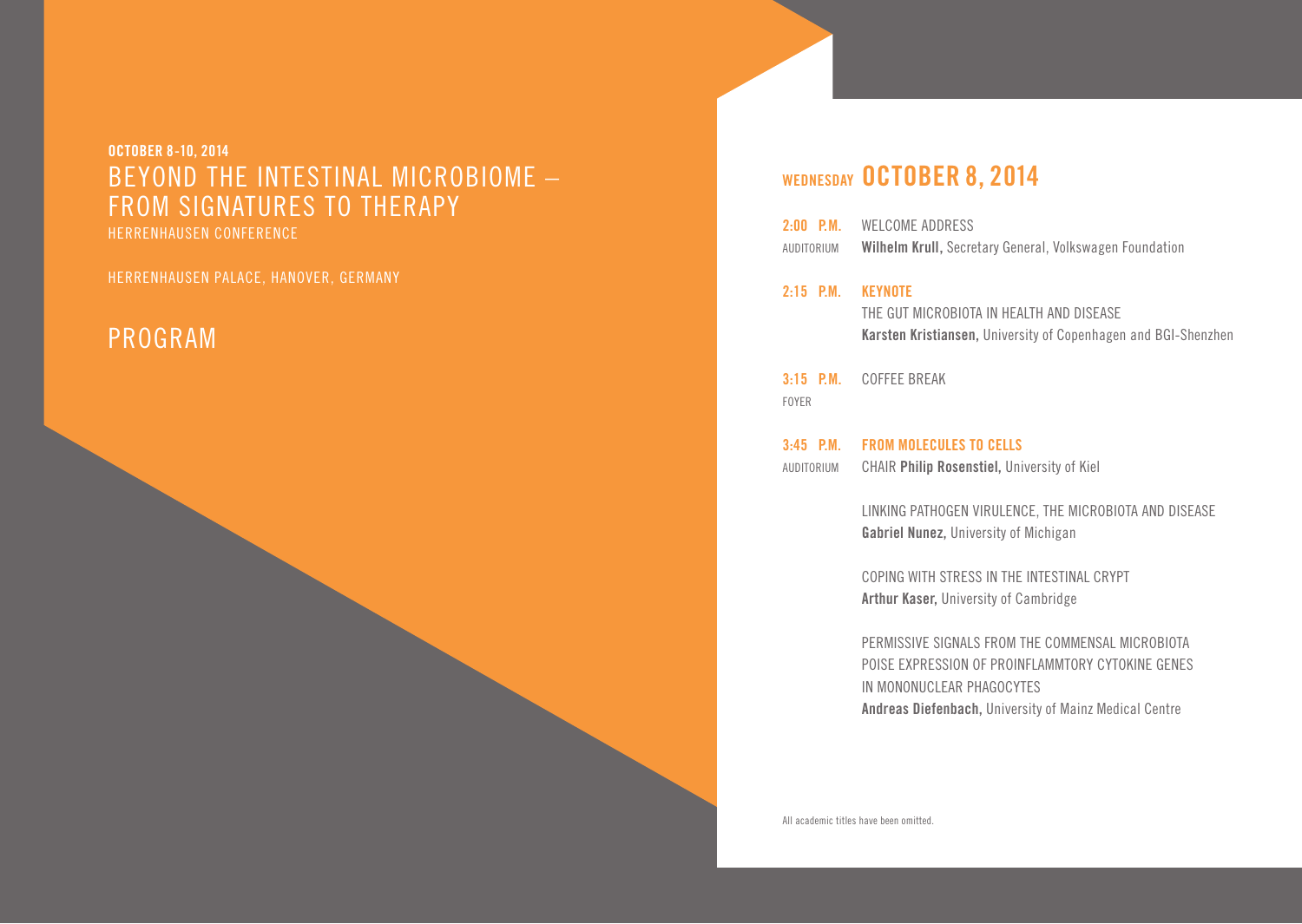**OCTOBER 8-10, 2014**

# BEYOND THE INTESTINAL MICROBIOME – FROM SIGNATURES TO THERAPY

HERRENHAUSEN CONFERENCE

HERRENHAUSEN PALACE, HANOVER, GERMANY

# PROGRAM

## WEDNESDAY OCTOBER 8, 2014

**2:00 P.M.** WELCOME ADDRESS
AUDITORIUM
**Wilhelm Krull,** Secretary General, Volkswagen Foundation

**2:15 P.M.** **KEYNOTE**
THE GUT MICROBIOTA IN HEALTH AND DISEASE
**Karsten Kristiansen,** University of Copenhagen and BGI-Shenzhen

**3:15 P.M.** COFFEE BREAK
FOYER

**3:45 P.M.** **FROM MOLECULES TO CELLS**
AUDITORIUM
CHAIR **Philip Rosenstiel,** University of Kiel

LINKING PATHOGEN VIRULENCE, THE MICROBIOTA AND DISEASE
**Gabriel Nunez,** University of Michigan

COPING WITH STRESS IN THE INTESTINAL CRYPT
**Arthur Kaser,** University of Cambridge

PERMISSIVE SIGNALS FROM THE COMMENSAL MICROBIOTA POISE EXPRESSION OF PROINFLAMMTORY CYTOKINE GENES IN MONONUCLEAR PHAGOCYTES
**Andreas Diefenbach,** University of Mainz Medical Centre

All academic titles have been omitted.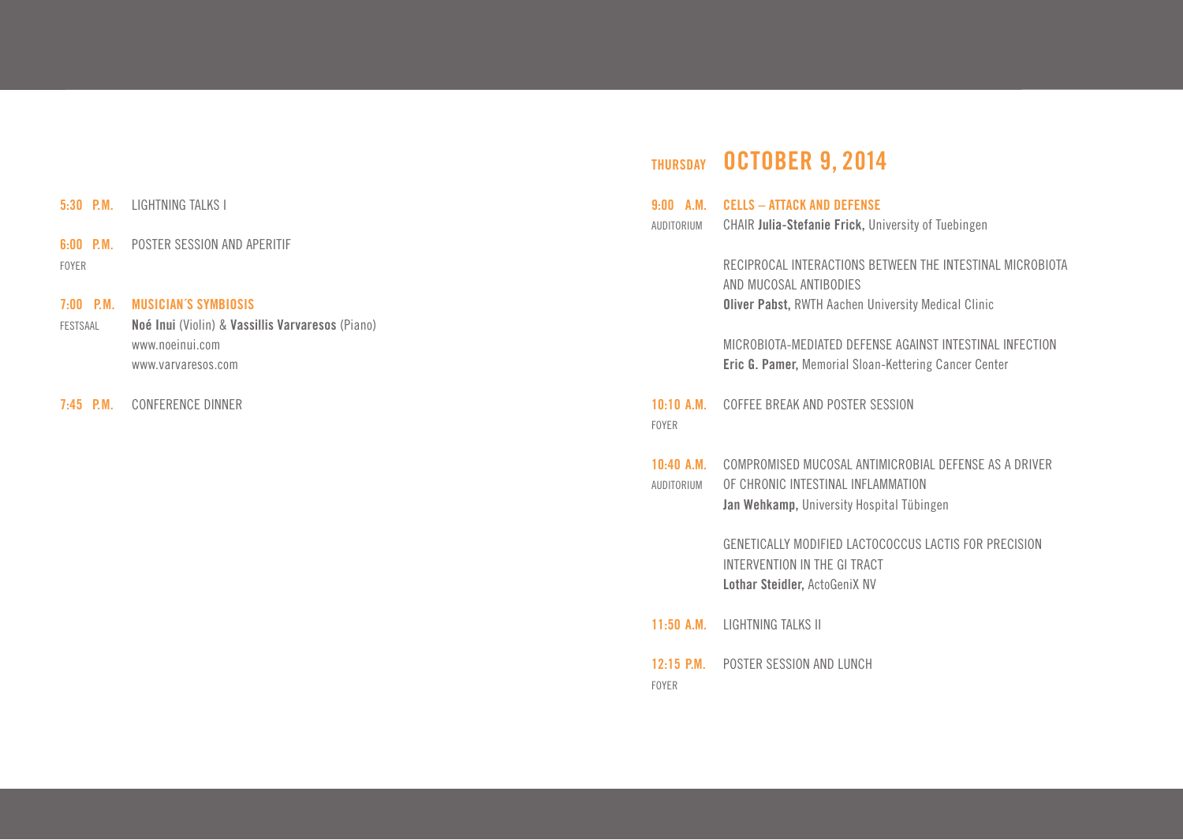**5:30 P.M.** LIGHTNING TALKS I

**6:00 P.M.** POSTER SESSION AND APERITIF
FOYER

**7:00 P.M.** **MUSICIAN'S SYMBIOSIS**
FESTSAAL
**Noé Inui** (Violin) & **Vassillis Varvaresos** (Piano)
www.noeinui.com
www.varvaresos.com

**7:45 P.M.** CONFERENCE DINNER

## THURSDAY OCTOBER 9, 2014

**9:00 A.M.** **CELLS – ATTACK AND DEFENSE**
AUDITORIUM
CHAIR **Julia-Stefanie Frick,** University of Tuebingen

RECIPROCAL INTERACTIONS BETWEEN THE INTESTINAL MICROBIOTA AND MUCOSAL ANTIBODIES
**Oliver Pabst,** RWTH Aachen University Medical Clinic

MICROBIOTA-MEDIATED DEFENSE AGAINST INTESTINAL INFECTION
**Eric G. Pamer,** Memorial Sloan-Kettering Cancer Center

**10:10 A.M.** COFFEE BREAK AND POSTER SESSION
FOYER

**10:40 A.M.** COMPROMISED MUCOSAL ANTIMICROBIAL DEFENSE AS A DRIVER OF CHRONIC INTESTINAL INFLAMMATION
AUDITORIUM
**Jan Wehkamp,** University Hospital Tübingen

GENETICALLY MODIFIED LACTOCOCCUS LACTIS FOR PRECISION INTERVENTION IN THE GI TRACT
**Lothar Steidler,** ActoGeniX NV

**11:50 A.M.** LIGHTNING TALKS II

**12:15 P.M.** POSTER SESSION AND LUNCH
FOYER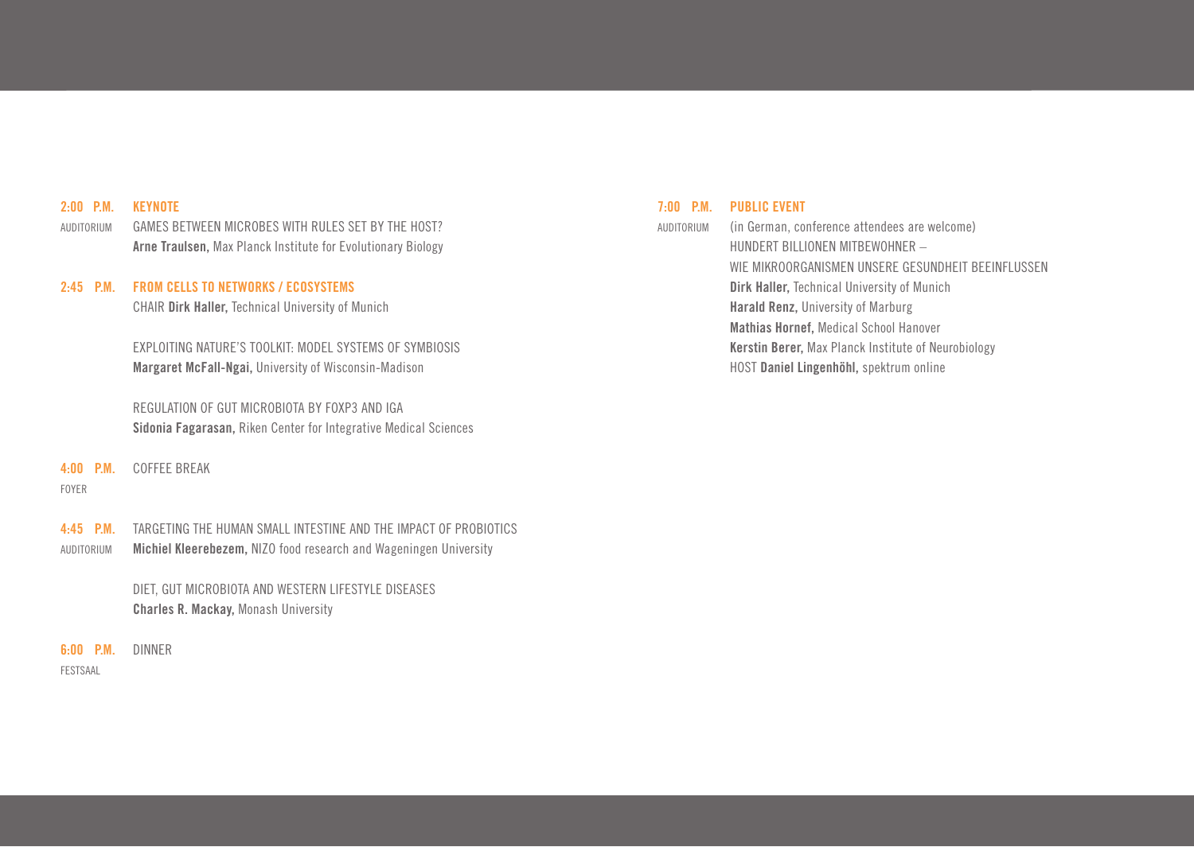**2:00 P.M.** **KEYNOTE**
AUDITORIUM
GAMES BETWEEN MICROBES WITH RULES SET BY THE HOST?
**Arne Traulsen,** Max Planck Institute for Evolutionary Biology

**2:45 P.M.** **FROM CELLS TO NETWORKS / ECOSYSTEMS**
CHAIR **Dirk Haller,** Technical University of Munich

EXPLOITING NATURE'S TOOLKIT: MODEL SYSTEMS OF SYMBIOSIS
**Margaret McFall-Ngai,** University of Wisconsin-Madison

REGULATION OF GUT MICROBIOTA BY FOXP3 AND IGA
**Sidonia Fagarasan,** Riken Center for Integrative Medical Sciences

**4:00 P.M.** COFFEE BREAK
FOYER

**4:45 P.M.** TARGETING THE HUMAN SMALL INTESTINE AND THE IMPACT OF PROBIOTICS
AUDITORIUM
**Michiel Kleerebezem,** NIZO food research and Wageningen University

DIET, GUT MICROBIOTA AND WESTERN LIFESTYLE DISEASES
**Charles R. Mackay,** Monash University

**6:00 P.M.** DINNER
FESTSAAL

**7:00 P.M.** **PUBLIC EVENT**
AUDITORIUM
(in German, conference attendees are welcome)
HUNDERT BILLIONEN MITBEWOHNER –
WIE MIKROORGANISMEN UNSERE GESUNDHEIT BEEINFLUSSEN
**Dirk Haller,** Technical University of Munich
**Harald Renz,** University of Marburg
**Mathias Hornef,** Medical School Hanover
**Kerstin Berer,** Max Planck Institute of Neurobiology
HOST **Daniel Lingenhöhl,** spektrum online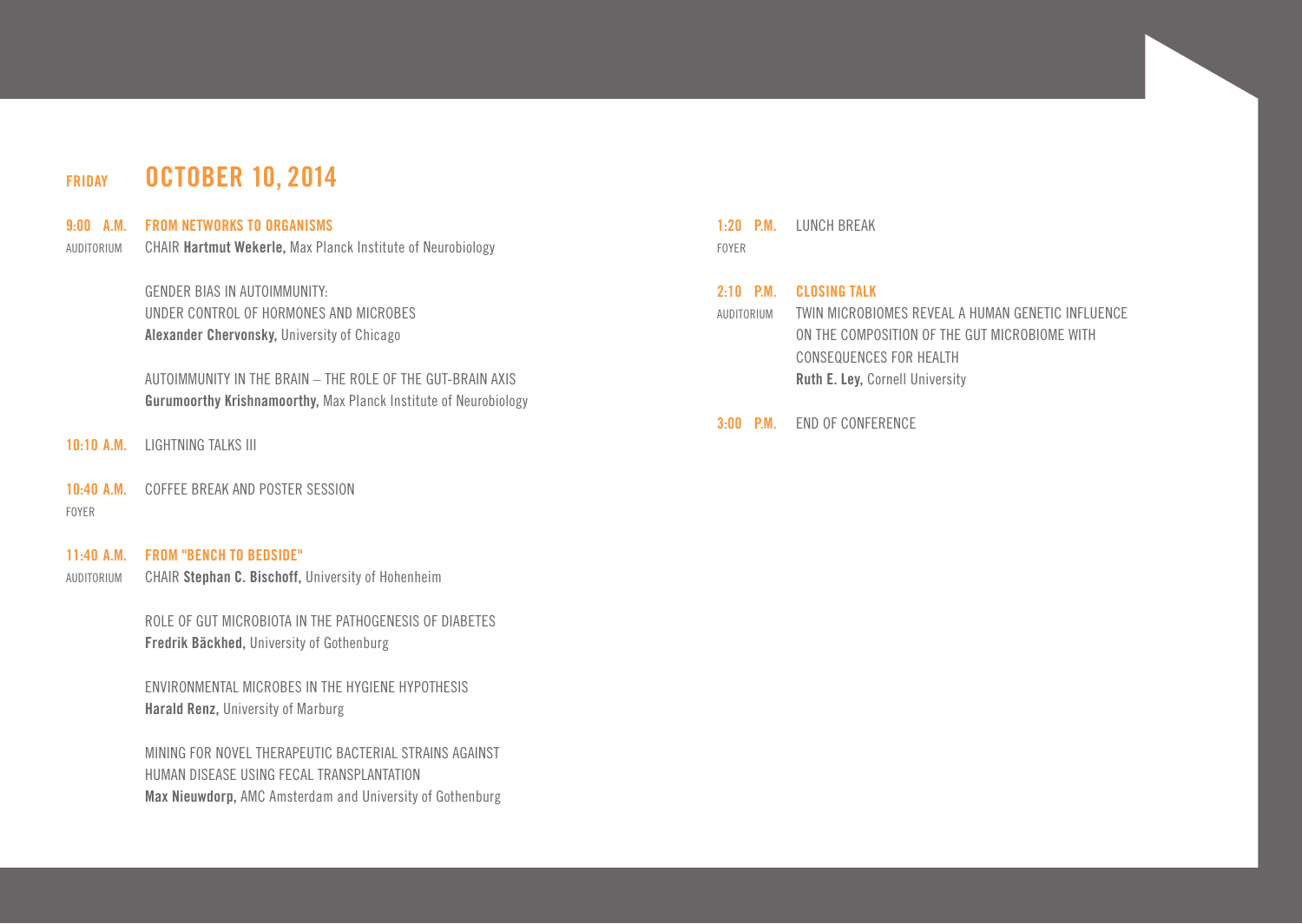## FRIDAY OCTOBER 10, 2014

**9:00 A.M.** **FROM NETWORKS TO ORGANISMS**
AUDITORIUM
CHAIR **Hartmut Wekerle,** Max Planck Institute of Neurobiology

GENDER BIAS IN AUTOIMMUNITY:
UNDER CONTROL OF HORMONES AND MICROBES
**Alexander Chervonsky,** University of Chicago

AUTOIMMUNITY IN THE BRAIN – THE ROLE OF THE GUT-BRAIN AXIS
**Gurumoorthy Krishnamoorthy,** Max Planck Institute of Neurobiology

**10:10 A.M.** LIGHTNING TALKS III

**10:40 A.M.** COFFEE BREAK AND POSTER SESSION
FOYER

**11:40 A.M.** **FROM "BENCH TO BEDSIDE"**
AUDITORIUM
CHAIR **Stephan C. Bischoff,** University of Hohenheim

ROLE OF GUT MICROBIOTA IN THE PATHOGENESIS OF DIABETES
**Fredrik Bäckhed,** University of Gothenburg

ENVIRONMENTAL MICROBES IN THE HYGIENE HYPOTHESIS
**Harald Renz,** University of Marburg

MINING FOR NOVEL THERAPEUTIC BACTERIAL STRAINS AGAINST
HUMAN DISEASE USING FECAL TRANSPLANTATION
**Max Nieuwdorp,** AMC Amsterdam and University of Gothenburg

**1:20 P.M.** LUNCH BREAK
FOYER

**2:10 P.M.** **CLOSING TALK**
AUDITORIUM
TWIN MICROBIOMES REVEAL A HUMAN GENETIC INFLUENCE
ON THE COMPOSITION OF THE GUT MICROBIOME WITH
CONSEQUENCES FOR HEALTH
**Ruth E. Ley,** Cornell University

**3:00 P.M.** END OF CONFERENCE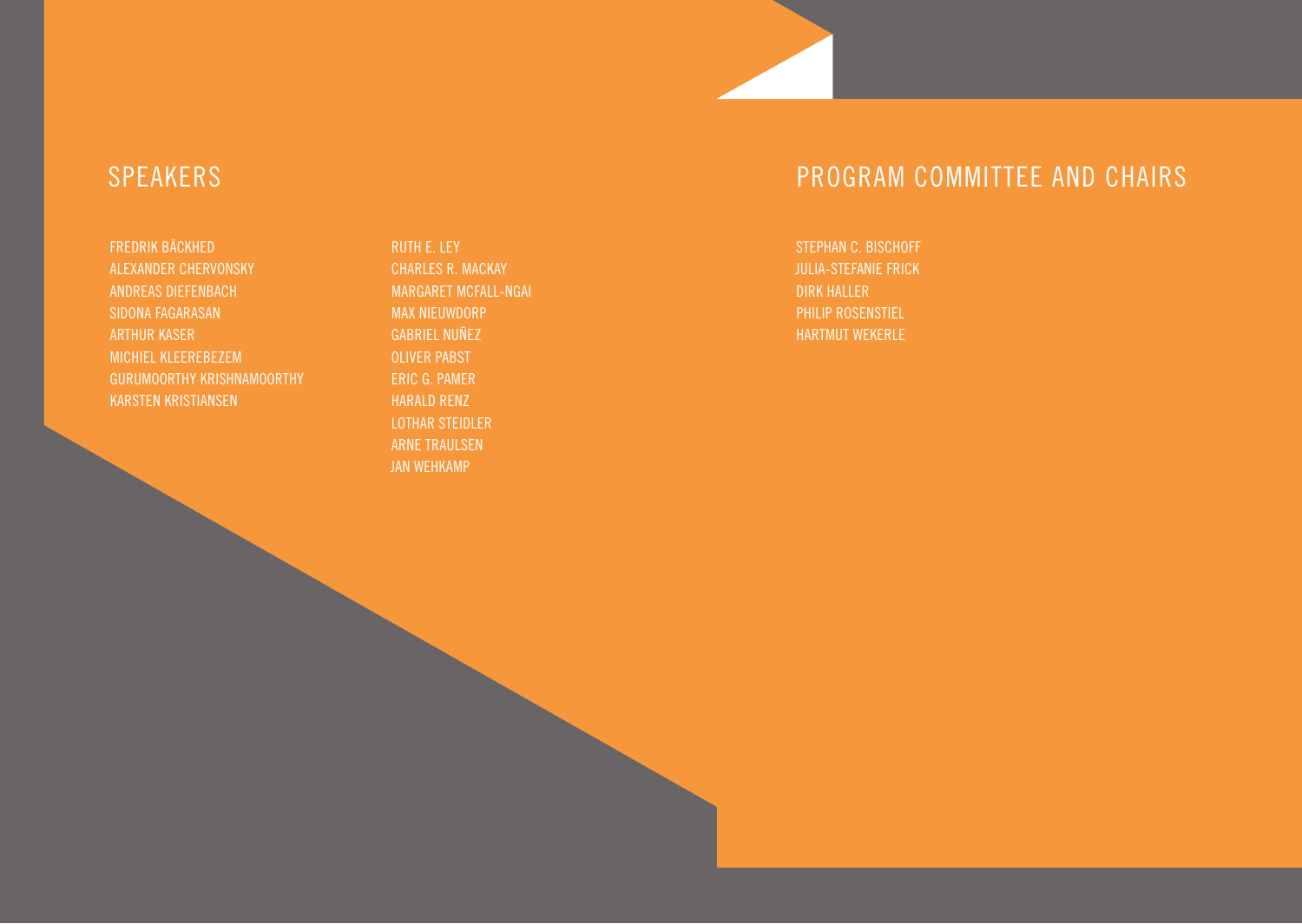## SPEAKERS

FREDRIK BÄCKHED
ALEXANDER CHERVONSKY
ANDREAS DIEFENBACH
SIDONA FAGARASAN
ARTHUR KASER
MICHIEL KLEEREBEZEM
GURUMOORTHY KRISHNAMOORTHY
KARSTEN KRISTIANSEN
RUTH E. LEY
CHARLES R. MACKAY
MARGARET MCFALL-NGAI
MAX NIEUWDORP
GABRIEL NUÑEZ
OLIVER PABST
ERIC G. PAMER
HARALD RENZ
LOTHAR STEIDLER
ARNE TRAULSEN
JAN WEHKAMP

## PROGRAM COMMITTEE AND CHAIRS

STEPHAN C. BISCHOFF
JULIA-STEFANIE FRICK
DIRK HALLER
PHILIP ROSENSTIEL
HARTMUT WEKERLE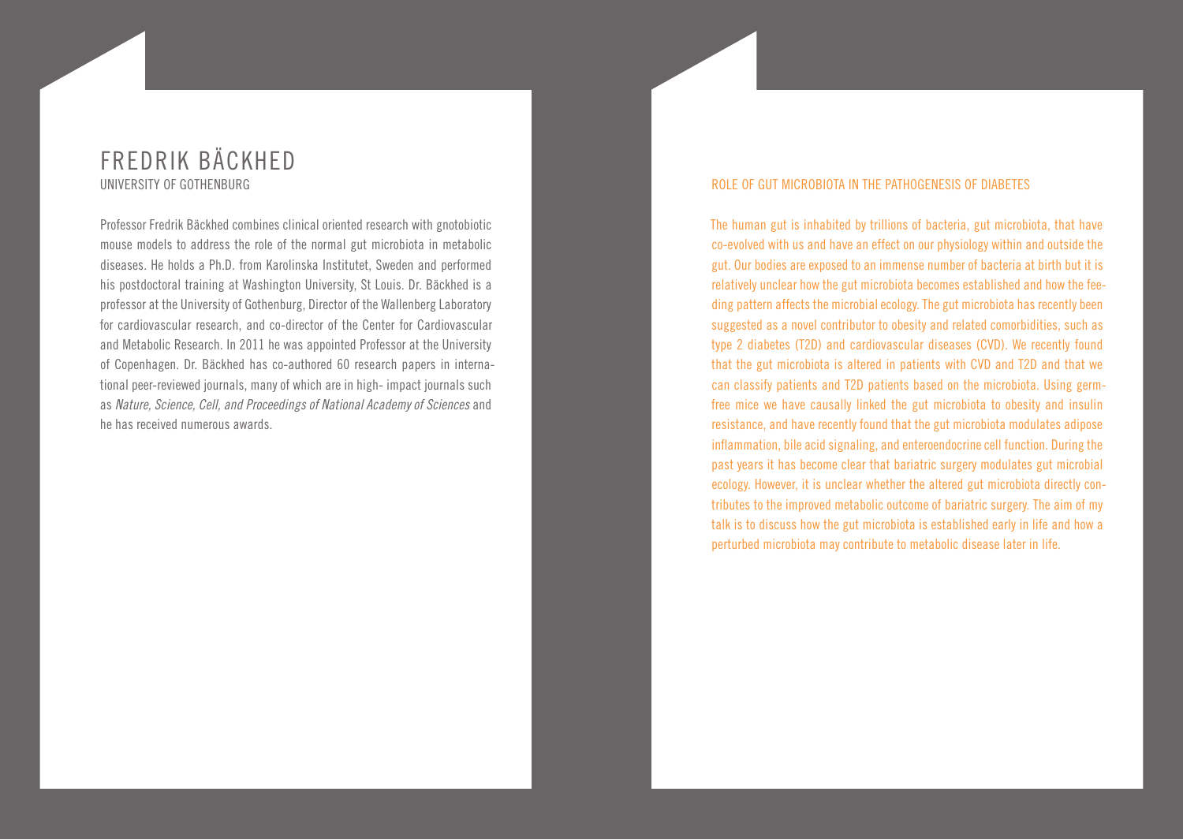# FREDRIK BÄCKHED

UNIVERSITY OF GOTHENBURG

Professor Fredrik Bäckhed combines clinical oriented research with gnotobiotic mouse models to address the role of the normal gut microbiota in metabolic diseases. He holds a Ph.D. from Karolinska Institutet, Sweden and performed his postdoctoral training at Washington University, St Louis. Dr. Bäckhed is a professor at the University of Gothenburg, Director of the Wallenberg Laboratory for cardiovascular research, and co-director of the Center for Cardiovascular and Metabolic Research. In 2011 he was appointed Professor at the University of Copenhagen. Dr. Bäckhed has co-authored 60 research papers in international peer-reviewed journals, many of which are in high- impact journals such as *Nature, Science, Cell, and Proceedings of National Academy of Sciences* and he has received numerous awards.

## ROLE OF GUT MICROBIOTA IN THE PATHOGENESIS OF DIABETES

The human gut is inhabited by trillions of bacteria, gut microbiota, that have co-evolved with us and have an effect on our physiology within and outside the gut. Our bodies are exposed to an immense number of bacteria at birth but it is relatively unclear how the gut microbiota becomes established and how the feeding pattern affects the microbial ecology. The gut microbiota has recently been suggested as a novel contributor to obesity and related comorbidities, such as type 2 diabetes (T2D) and cardiovascular diseases (CVD). We recently found that the gut microbiota is altered in patients with CVD and T2D and that we can classify patients and T2D patients based on the microbiota. Using germ-free mice we have causally linked the gut microbiota to obesity and insulin resistance, and have recently found that the gut microbiota modulates adipose inflammation, bile acid signaling, and enteroendocrine cell function. During the past years it has become clear that bariatric surgery modulates gut microbial ecology. However, it is unclear whether the altered gut microbiota directly contributes to the improved metabolic outcome of bariatric surgery. The aim of my talk is to discuss how the gut microbiota is established early in life and how a perturbed microbiota may contribute to metabolic disease later in life.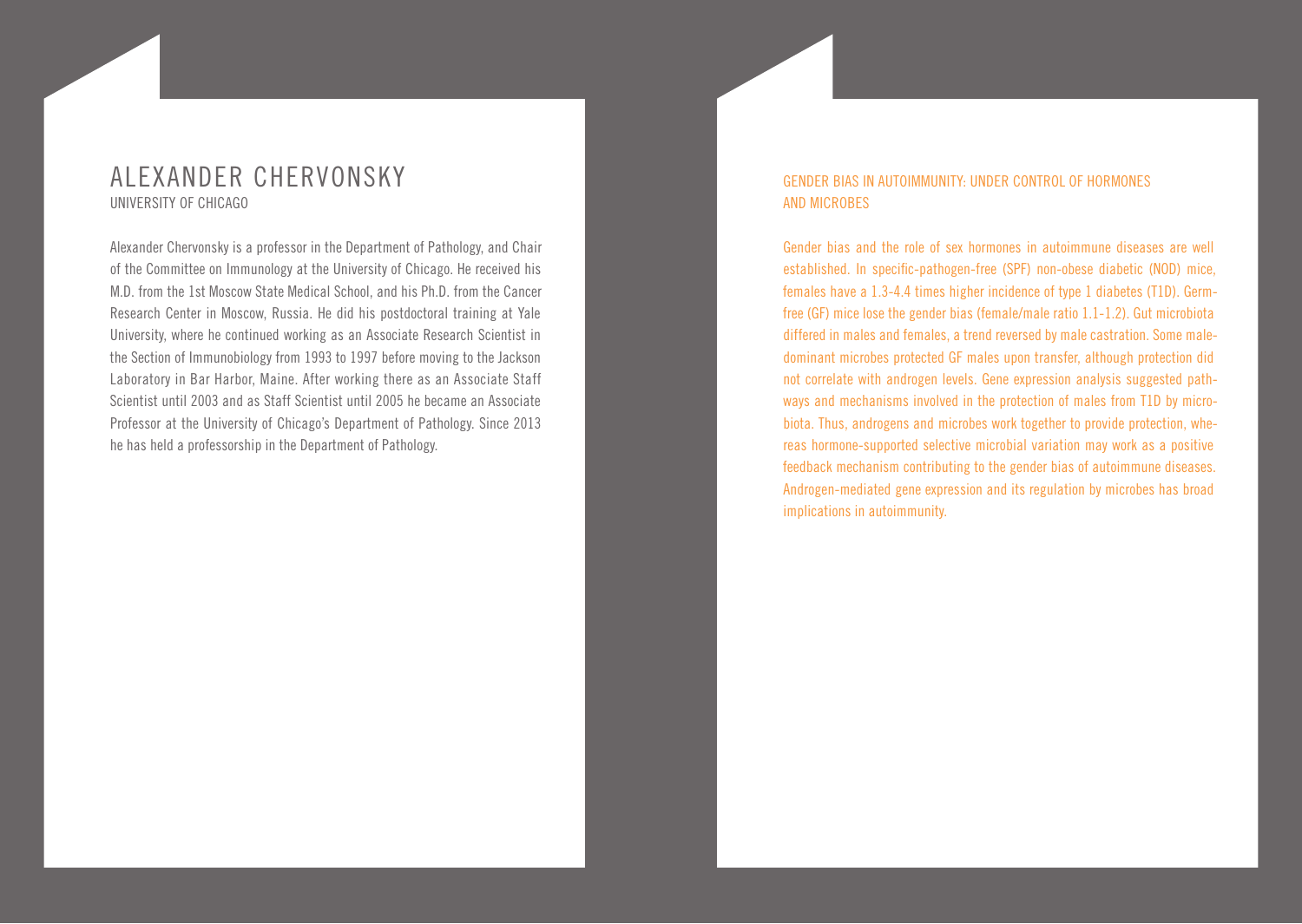# ALEXANDER CHERVONSKY

UNIVERSITY OF CHICAGO

Alexander Chervonsky is a professor in the Department of Pathology, and Chair of the Committee on Immunology at the University of Chicago. He received his M.D. from the 1st Moscow State Medical School, and his Ph.D. from the Cancer Research Center in Moscow, Russia. He did his postdoctoral training at Yale University, where he continued working as an Associate Research Scientist in the Section of Immunobiology from 1993 to 1997 before moving to the Jackson Laboratory in Bar Harbor, Maine. After working there as an Associate Staff Scientist until 2003 and as Staff Scientist until 2005 he became an Associate Professor at the University of Chicago's Department of Pathology. Since 2013 he has held a professorship in the Department of Pathology.

## GENDER BIAS IN AUTOIMMUNITY: UNDER CONTROL OF HORMONES AND MICROBES

Gender bias and the role of sex hormones in autoimmune diseases are well established. In specific-pathogen-free (SPF) non-obese diabetic (NOD) mice, females have a 1.3-4.4 times higher incidence of type 1 diabetes (T1D). Germ-free (GF) mice lose the gender bias (female/male ratio 1.1-1.2). Gut microbiota differed in males and females, a trend reversed by male castration. Some male-dominant microbes protected GF males upon transfer, although protection did not correlate with androgen levels. Gene expression analysis suggested pathways and mechanisms involved in the protection of males from T1D by microbiota. Thus, androgens and microbes work together to provide protection, whereas hormone-supported selective microbial variation may work as a positive feedback mechanism contributing to the gender bias of autoimmune diseases. Androgen-mediated gene expression and its regulation by microbes has broad implications in autoimmunity.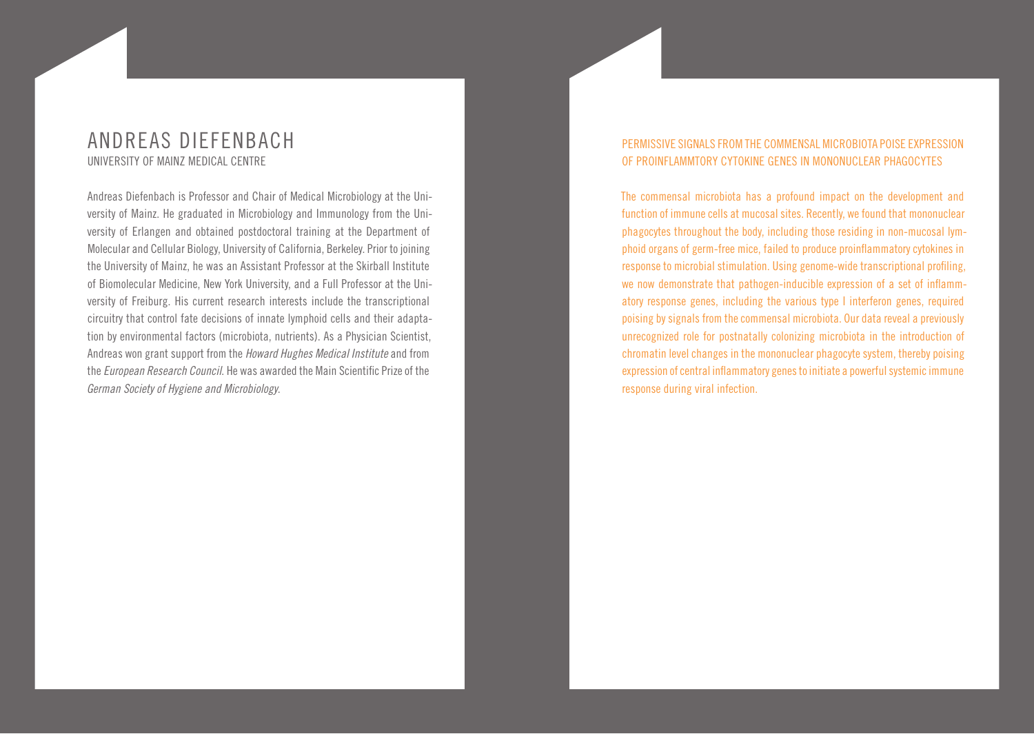# ANDREAS DIEFENBACH

UNIVERSITY OF MAINZ MEDICAL CENTRE

Andreas Diefenbach is Professor and Chair of Medical Microbiology at the University of Mainz. He graduated in Microbiology and Immunology from the University of Erlangen and obtained postdoctoral training at the Department of Molecular and Cellular Biology, University of California, Berkeley. Prior to joining the University of Mainz, he was an Assistant Professor at the Skirball Institute of Biomolecular Medicine, New York University, and a Full Professor at the University of Freiburg. His current research interests include the transcriptional circuitry that control fate decisions of innate lymphoid cells and their adaptation by environmental factors (microbiota, nutrients). As a Physician Scientist, Andreas won grant support from the *Howard Hughes Medical Institute* and from the *European Research Council*. He was awarded the Main Scientific Prize of the *German Society of Hygiene and Microbiology*.

## PERMISSIVE SIGNALS FROM THE COMMENSAL MICROBIOTA POISE EXPRESSION OF PROINFLAMMTORY CYTOKINE GENES IN MONONUCLEAR PHAGOCYTES

The commensal microbiota has a profound impact on the development and function of immune cells at mucosal sites. Recently, we found that mononuclear phagocytes throughout the body, including those residing in non-mucosal lymphoid organs of germ-free mice, failed to produce proinflammatory cytokines in response to microbial stimulation. Using genome-wide transcriptional profiling, we now demonstrate that pathogen-inducible expression of a set of inflammatory response genes, including the various type I interferon genes, required poising by signals from the commensal microbiota. Our data reveal a previously unrecognized role for postnatally colonizing microbiota in the introduction of chromatin level changes in the mononuclear phagocyte system, thereby poising expression of central inflammatory genes to initiate a powerful systemic immune response during viral infection.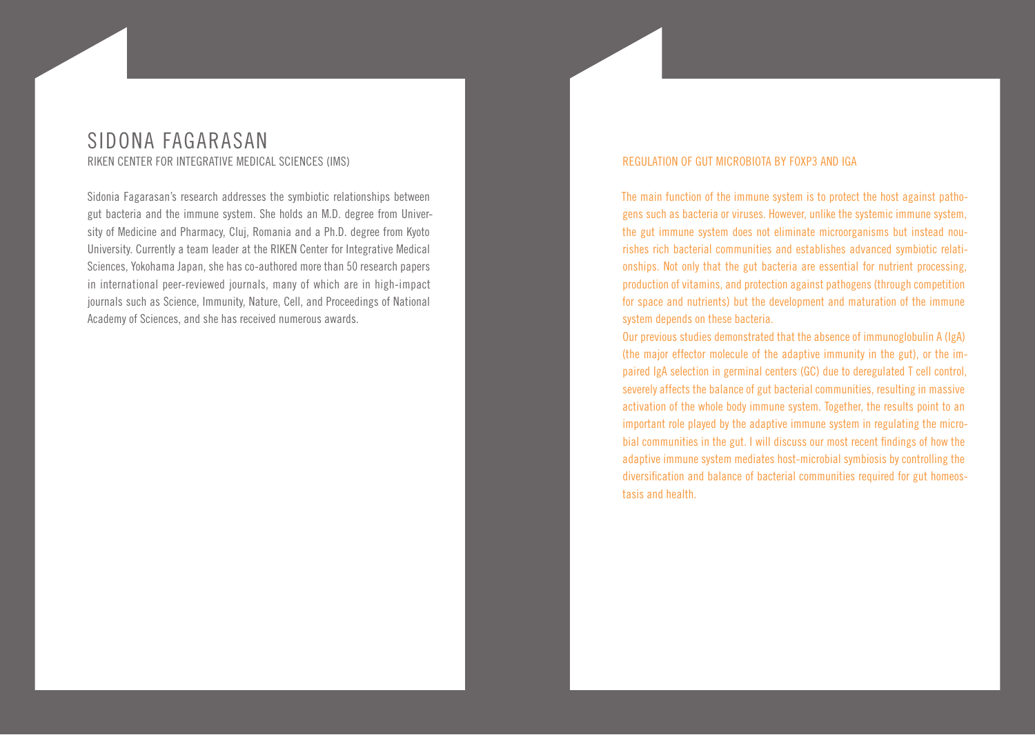# SIDONA FAGARASAN

RIKEN CENTER FOR INTEGRATIVE MEDICAL SCIENCES (IMS)

Sidonia Fagarasan's research addresses the symbiotic relationships between gut bacteria and the immune system. She holds an M.D. degree from University of Medicine and Pharmacy, Cluj, Romania and a Ph.D. degree from Kyoto University. Currently a team leader at the RIKEN Center for Integrative Medical Sciences, Yokohama Japan, she has co-authored more than 50 research papers in international peer-reviewed journals, many of which are in high-impact journals such as Science, Immunity, Nature, Cell, and Proceedings of National Academy of Sciences, and she has received numerous awards.

## REGULATION OF GUT MICROBIOTA BY FOXP3 AND IGA

The main function of the immune system is to protect the host against pathogens such as bacteria or viruses. However, unlike the systemic immune system, the gut immune system does not eliminate microorganisms but instead nourishes rich bacterial communities and establishes advanced symbiotic relationships. Not only that the gut bacteria are essential for nutrient processing, production of vitamins, and protection against pathogens (through competition for space and nutrients) but the development and maturation of the immune system depends on these bacteria.

Our previous studies demonstrated that the absence of immunoglobulin A (IgA) (the major effector molecule of the adaptive immunity in the gut), or the impaired IgA selection in germinal centers (GC) due to deregulated T cell control, severely affects the balance of gut bacterial communities, resulting in massive activation of the whole body immune system. Together, the results point to an important role played by the adaptive immune system in regulating the microbial communities in the gut. I will discuss our most recent findings of how the adaptive immune system mediates host-microbial symbiosis by controlling the diversification and balance of bacterial communities required for gut homeostasis and health.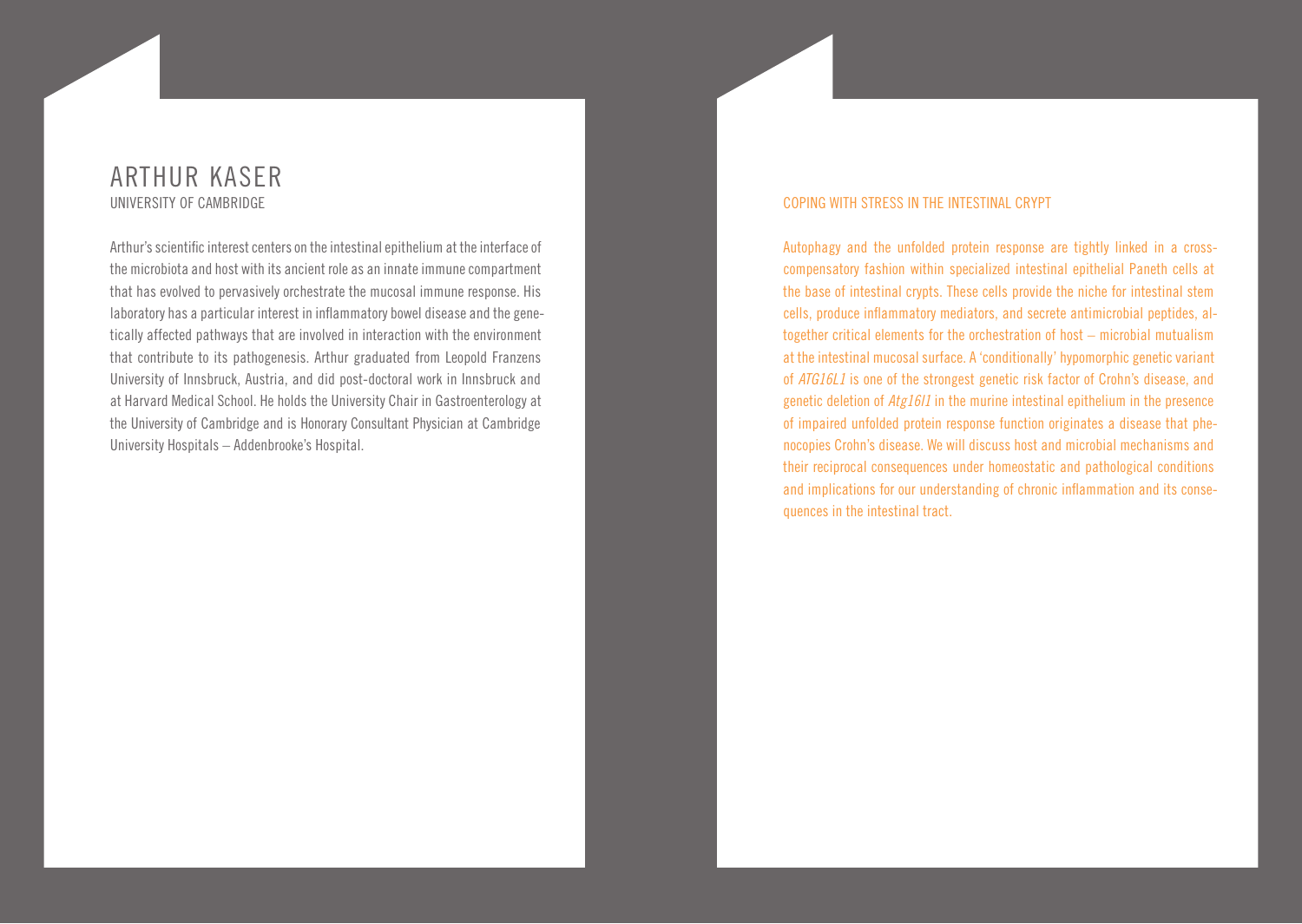# ARTHUR KASER

UNIVERSITY OF CAMBRIDGE

Arthur's scientific interest centers on the intestinal epithelium at the interface of the microbiota and host with its ancient role as an innate immune compartment that has evolved to pervasively orchestrate the mucosal immune response. His laboratory has a particular interest in inflammatory bowel disease and the genetically affected pathways that are involved in interaction with the environment that contribute to its pathogenesis. Arthur graduated from Leopold Franzens University of Innsbruck, Austria, and did post-doctoral work in Innsbruck and at Harvard Medical School. He holds the University Chair in Gastroenterology at the University of Cambridge and is Honorary Consultant Physician at Cambridge University Hospitals – Addenbrooke's Hospital.

## COPING WITH STRESS IN THE INTESTINAL CRYPT

Autophagy and the unfolded protein response are tightly linked in a cross-compensatory fashion within specialized intestinal epithelial Paneth cells at the base of intestinal crypts. These cells provide the niche for intestinal stem cells, produce inflammatory mediators, and secrete antimicrobial peptides, altogether critical elements for the orchestration of host – microbial mutualism at the intestinal mucosal surface. A 'conditionally' hypomorphic genetic variant of *ATG16L1* is one of the strongest genetic risk factor of Crohn's disease, and genetic deletion of *Atg16l1* in the murine intestinal epithelium in the presence of impaired unfolded protein response function originates a disease that phenocopies Crohn's disease. We will discuss host and microbial mechanisms and their reciprocal consequences under homeostatic and pathological conditions and implications for our understanding of chronic inflammation and its consequences in the intestinal tract.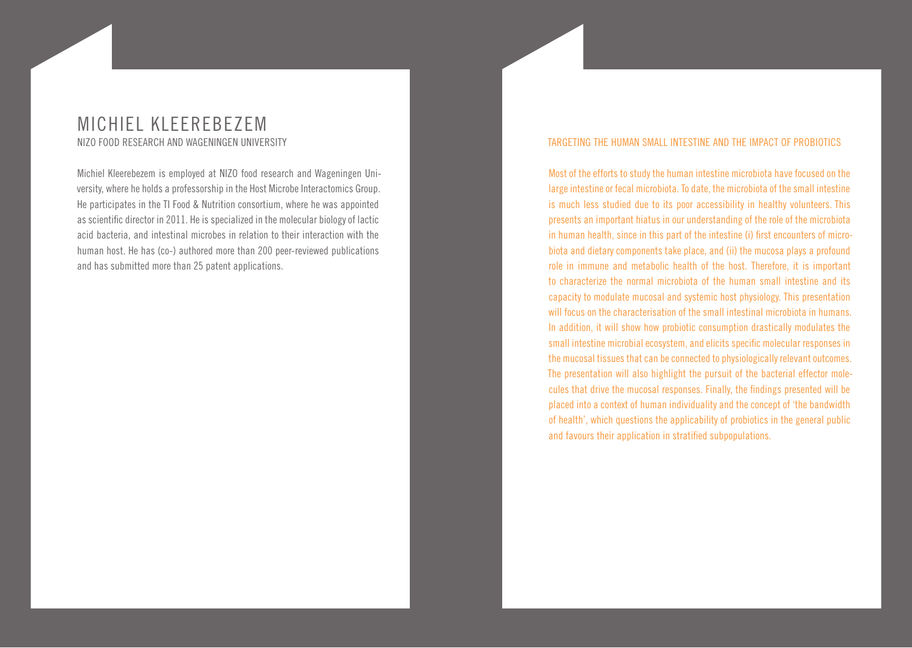# MICHIEL KLEEREBEZEM

NIZO FOOD RESEARCH AND WAGENINGEN UNIVERSITY

Michiel Kleerebezem is employed at NIZO food research and Wageningen University, where he holds a professorship in the Host Microbe Interactomics Group. He participates in the TI Food & Nutrition consortium, where he was appointed as scientific director in 2011. He is specialized in the molecular biology of lactic acid bacteria, and intestinal microbes in relation to their interaction with the human host. He has (co-) authored more than 200 peer-reviewed publications and has submitted more than 25 patent applications.

## TARGETING THE HUMAN SMALL INTESTINE AND THE IMPACT OF PROBIOTICS

Most of the efforts to study the human intestine microbiota have focused on the large intestine or fecal microbiota. To date, the microbiota of the small intestine is much less studied due to its poor accessibility in healthy volunteers. This presents an important hiatus in our understanding of the role of the microbiota in human health, since in this part of the intestine (i) first encounters of microbiota and dietary components take place, and (ii) the mucosa plays a profound role in immune and metabolic health of the host. Therefore, it is important to characterize the normal microbiota of the human small intestine and its capacity to modulate mucosal and systemic host physiology. This presentation will focus on the characterisation of the small intestinal microbiota in humans. In addition, it will show how probiotic consumption drastically modulates the small intestine microbial ecosystem, and elicits specific molecular responses in the mucosal tissues that can be connected to physiologically relevant outcomes. The presentation will also highlight the pursuit of the bacterial effector molecules that drive the mucosal responses. Finally, the findings presented will be placed into a context of human individuality and the concept of 'the bandwidth of health', which questions the applicability of probiotics in the general public and favours their application in stratified subpopulations.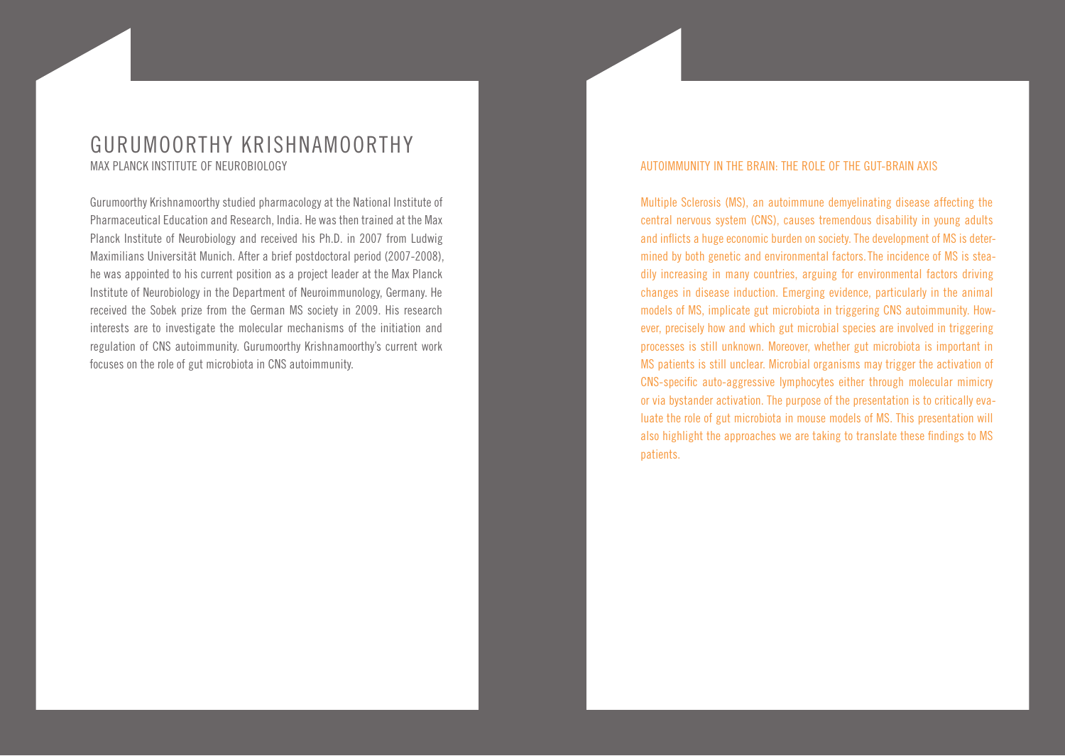# GURUMOORTHY KRISHNAMOORTHY

MAX PLANCK INSTITUTE OF NEUROBIOLOGY

Gurumoorthy Krishnamoorthy studied pharmacology at the National Institute of Pharmaceutical Education and Research, India. He was then trained at the Max Planck Institute of Neurobiology and received his Ph.D. in 2007 from Ludwig Maximilians Universität Munich. After a brief postdoctoral period (2007-2008), he was appointed to his current position as a project leader at the Max Planck Institute of Neurobiology in the Department of Neuroimmunology, Germany. He received the Sobek prize from the German MS society in 2009. His research interests are to investigate the molecular mechanisms of the initiation and regulation of CNS autoimmunity. Gurumoorthy Krishnamoorthy's current work focuses on the role of gut microbiota in CNS autoimmunity.

## AUTOIMMUNITY IN THE BRAIN: THE ROLE OF THE GUT-BRAIN AXIS

Multiple Sclerosis (MS), an autoimmune demyelinating disease affecting the central nervous system (CNS), causes tremendous disability in young adults and inflicts a huge economic burden on society. The development of MS is determined by both genetic and environmental factors. The incidence of MS is steadily increasing in many countries, arguing for environmental factors driving changes in disease induction. Emerging evidence, particularly in the animal models of MS, implicate gut microbiota in triggering CNS autoimmunity. However, precisely how and which gut microbial species are involved in triggering processes is still unknown. Moreover, whether gut microbiota is important in MS patients is still unclear. Microbial organisms may trigger the activation of CNS-specific auto-aggressive lymphocytes either through molecular mimicry or via bystander activation. The purpose of the presentation is to critically evaluate the role of gut microbiota in mouse models of MS. This presentation will also highlight the approaches we are taking to translate these findings to MS patients.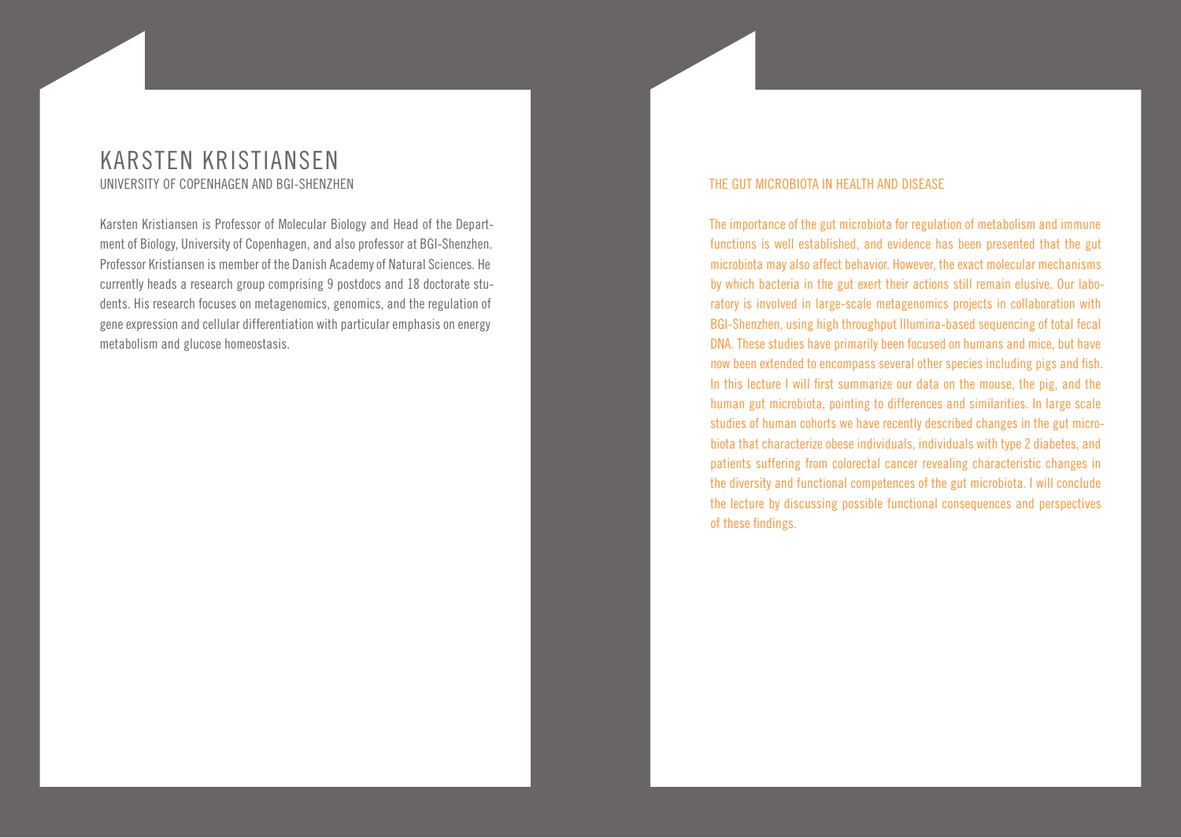# KARSTEN KRISTIANSEN

UNIVERSITY OF COPENHAGEN AND BGI-SHENZHEN

Karsten Kristiansen is Professor of Molecular Biology and Head of the Department of Biology, University of Copenhagen, and also professor at BGI-Shenzhen. Professor Kristiansen is member of the Danish Academy of Natural Sciences. He currently heads a research group comprising 9 postdocs and 18 doctorate students. His research focuses on metagenomics, genomics, and the regulation of gene expression and cellular differentiation with particular emphasis on energy metabolism and glucose homeostasis.

## THE GUT MICROBIOTA IN HEALTH AND DISEASE

The importance of the gut microbiota for regulation of metabolism and immune functions is well established, and evidence has been presented that the gut microbiota may also affect behavior. However, the exact molecular mechanisms by which bacteria in the gut exert their actions still remain elusive. Our laboratory is involved in large-scale metagenomics projects in collaboration with BGI-Shenzhen, using high throughput Illumina-based sequencing of total fecal DNA. These studies have primarily been focused on humans and mice, but have now been extended to encompass several other species including pigs and fish. In this lecture I will first summarize our data on the mouse, the pig, and the human gut microbiota, pointing to differences and similarities. In large scale studies of human cohorts we have recently described changes in the gut microbiota that characterize obese individuals, individuals with type 2 diabetes, and patients suffering from colorectal cancer revealing characteristic changes in the diversity and functional competences of the gut microbiota. I will conclude the lecture by discussing possible functional consequences and perspectives of these findings.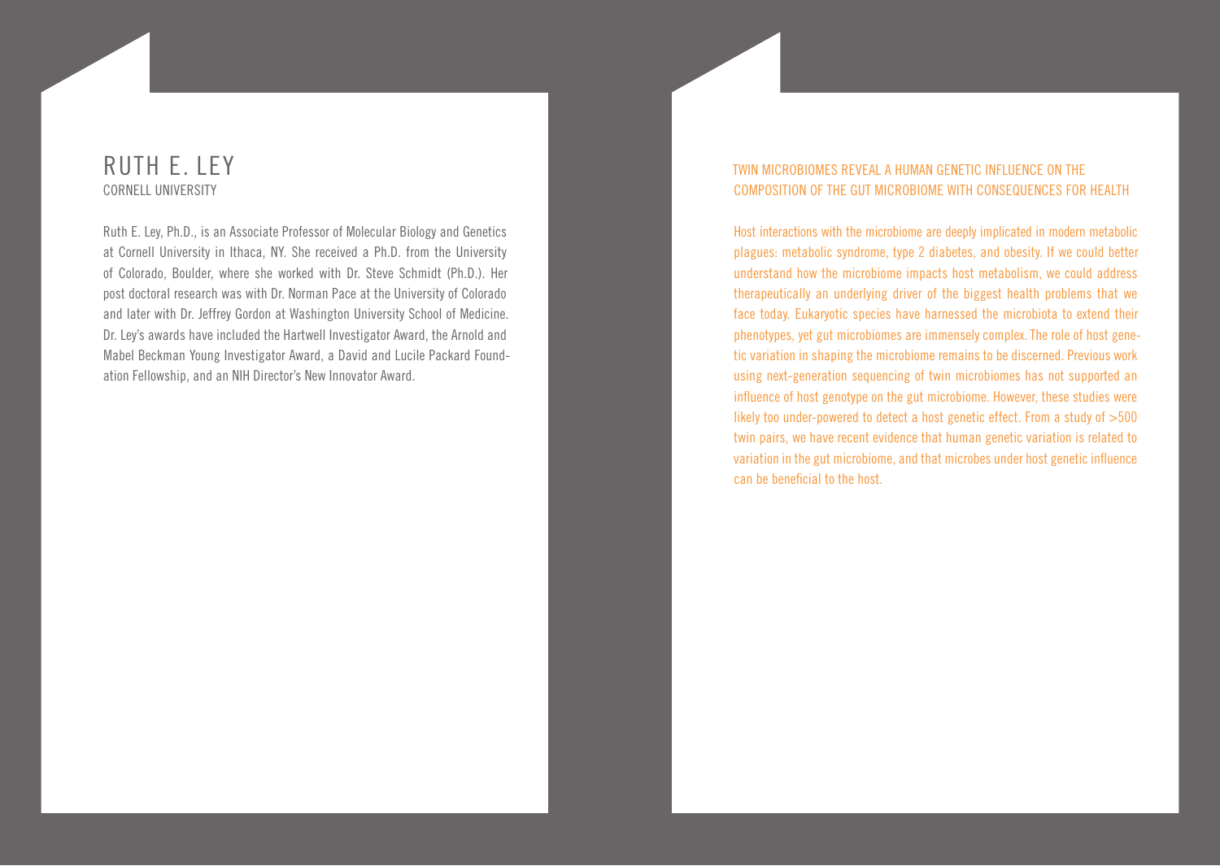# RUTH E. LEY

CORNELL UNIVERSITY

Ruth E. Ley, Ph.D., is an Associate Professor of Molecular Biology and Genetics at Cornell University in Ithaca, NY. She received a Ph.D. from the University of Colorado, Boulder, where she worked with Dr. Steve Schmidt (Ph.D.). Her post doctoral research was with Dr. Norman Pace at the University of Colorado and later with Dr. Jeffrey Gordon at Washington University School of Medicine. Dr. Ley's awards have included the Hartwell Investigator Award, the Arnold and Mabel Beckman Young Investigator Award, a David and Lucile Packard Foundation Fellowship, and an NIH Director's New Innovator Award.

## TWIN MICROBIOMES REVEAL A HUMAN GENETIC INFLUENCE ON THE COMPOSITION OF THE GUT MICROBIOME WITH CONSEQUENCES FOR HEALTH

Host interactions with the microbiome are deeply implicated in modern metabolic plagues: metabolic syndrome, type 2 diabetes, and obesity. If we could better understand how the microbiome impacts host metabolism, we could address therapeutically an underlying driver of the biggest health problems that we face today. Eukaryotic species have harnessed the microbiota to extend their phenotypes, yet gut microbiomes are immensely complex. The role of host genetic variation in shaping the microbiome remains to be discerned. Previous work using next-generation sequencing of twin microbiomes has not supported an influence of host genotype on the gut microbiome. However, these studies were likely too under-powered to detect a host genetic effect. From a study of >500 twin pairs, we have recent evidence that human genetic variation is related to variation in the gut microbiome, and that microbes under host genetic influence can be beneficial to the host.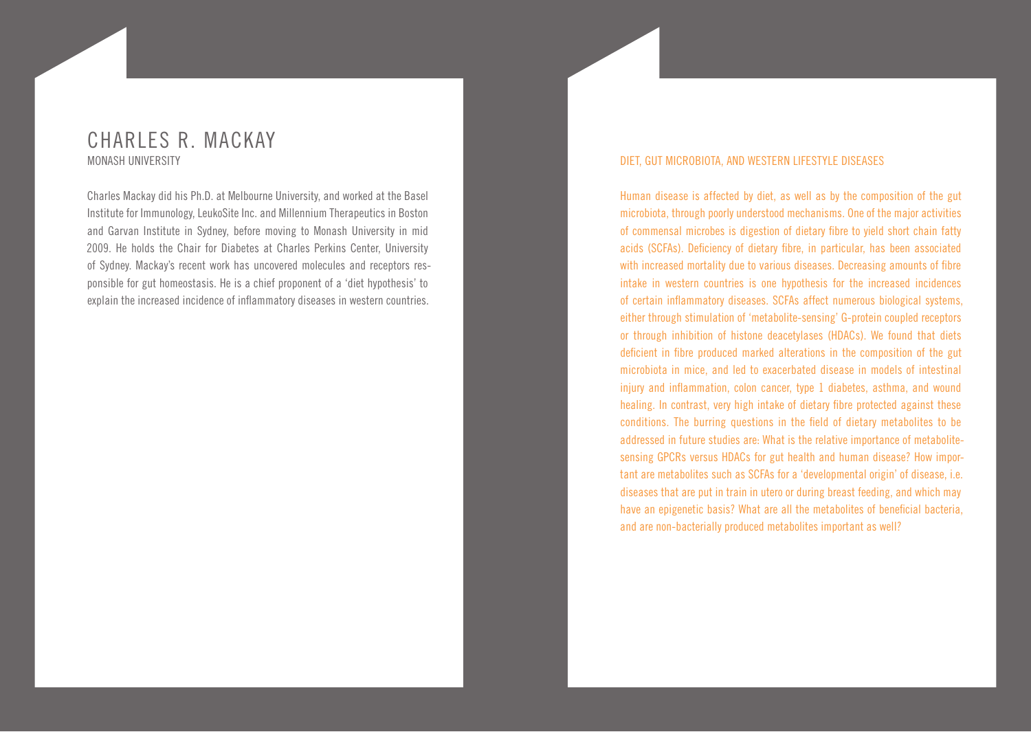# CHARLES R. MACKAY

MONASH UNIVERSITY

Charles Mackay did his Ph.D. at Melbourne University, and worked at the Basel Institute for Immunology, LeukoSite Inc. and Millennium Therapeutics in Boston and Garvan Institute in Sydney, before moving to Monash University in mid 2009. He holds the Chair for Diabetes at Charles Perkins Center, University of Sydney. Mackay's recent work has uncovered molecules and receptors responsible for gut homeostasis. He is a chief proponent of a 'diet hypothesis' to explain the increased incidence of inflammatory diseases in western countries.

## DIET, GUT MICROBIOTA, AND WESTERN LIFESTYLE DISEASES

Human disease is affected by diet, as well as by the composition of the gut microbiota, through poorly understood mechanisms. One of the major activities of commensal microbes is digestion of dietary fibre to yield short chain fatty acids (SCFAs). Deficiency of dietary fibre, in particular, has been associated with increased mortality due to various diseases. Decreasing amounts of fibre intake in western countries is one hypothesis for the increased incidences of certain inflammatory diseases. SCFAs affect numerous biological systems, either through stimulation of 'metabolite-sensing' G-protein coupled receptors or through inhibition of histone deacetylases (HDACs). We found that diets deficient in fibre produced marked alterations in the composition of the gut microbiota in mice, and led to exacerbated disease in models of intestinal injury and inflammation, colon cancer, type 1 diabetes, asthma, and wound healing. In contrast, very high intake of dietary fibre protected against these conditions. The burring questions in the field of dietary metabolites to be addressed in future studies are: What is the relative importance of metabolite-sensing GPCRs versus HDACs for gut health and human disease? How important are metabolites such as SCFAs for a 'developmental origin' of disease, i.e. diseases that are put in train in utero or during breast feeding, and which may have an epigenetic basis? What are all the metabolites of beneficial bacteria, and are non-bacterially produced metabolites important as well?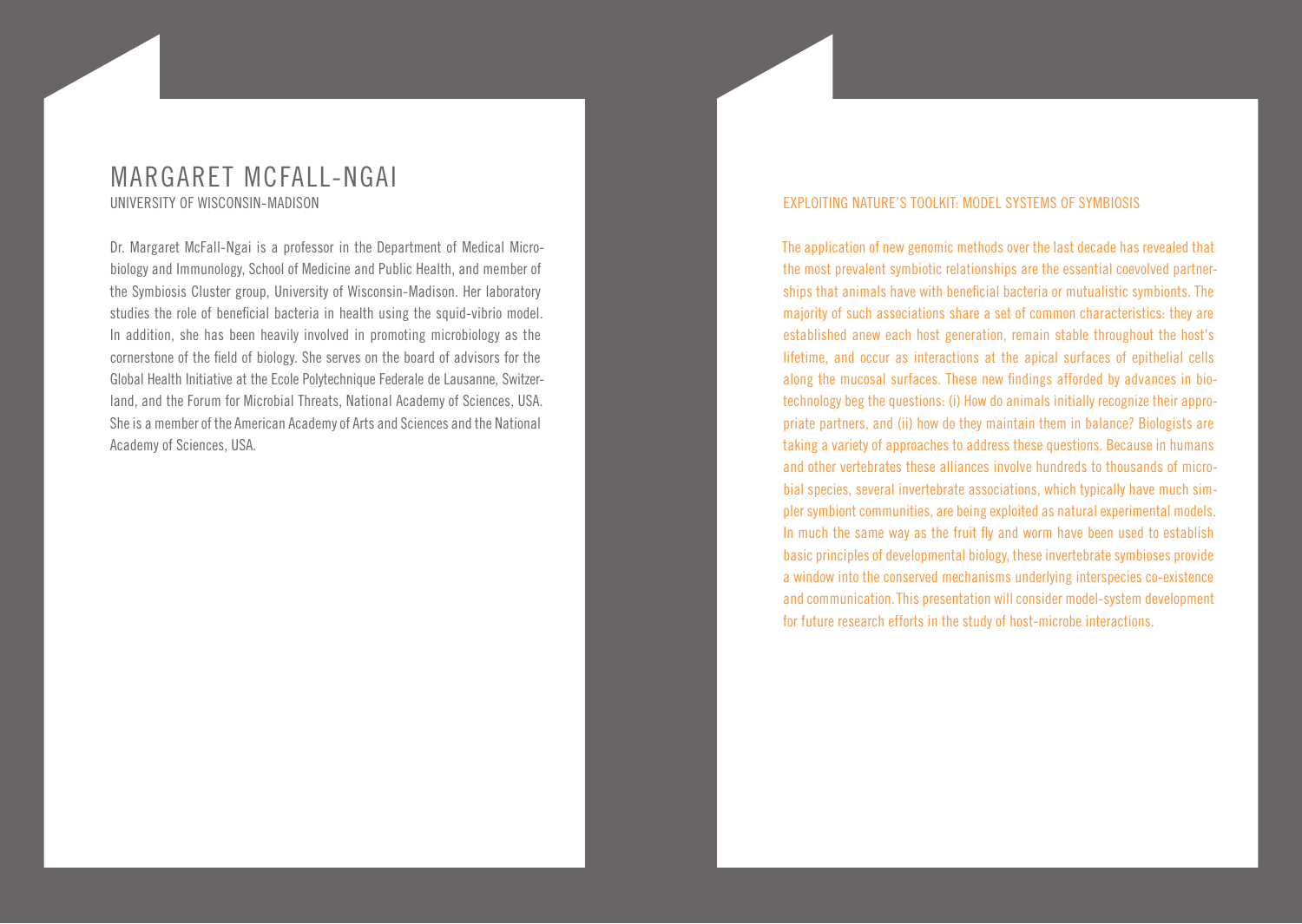# MARGARET MCFALL-NGAI

UNIVERSITY OF WISCONSIN-MADISON

Dr. Margaret McFall-Ngai is a professor in the Department of Medical Microbiology and Immunology, School of Medicine and Public Health, and member of the Symbiosis Cluster group, University of Wisconsin-Madison. Her laboratory studies the role of beneficial bacteria in health using the squid-vibrio model. In addition, she has been heavily involved in promoting microbiology as the cornerstone of the field of biology. She serves on the board of advisors for the Global Health Initiative at the Ecole Polytechnique Federale de Lausanne, Switzerland, and the Forum for Microbial Threats, National Academy of Sciences, USA. She is a member of the American Academy of Arts and Sciences and the National Academy of Sciences, USA.

## EXPLOITING NATURE'S TOOLKIT: MODEL SYSTEMS OF SYMBIOSIS

The application of new genomic methods over the last decade has revealed that the most prevalent symbiotic relationships are the essential coevolved partnerships that animals have with beneficial bacteria or mutualistic symbionts. The majority of such associations share a set of common characteristics: they are established anew each host generation, remain stable throughout the host's lifetime, and occur as interactions at the apical surfaces of epithelial cells along the mucosal surfaces. These new findings afforded by advances in biotechnology beg the questions: (i) How do animals initially recognize their appropriate partners, and (ii) how do they maintain them in balance? Biologists are taking a variety of approaches to address these questions. Because in humans and other vertebrates these alliances involve hundreds to thousands of microbial species, several invertebrate associations, which typically have much simpler symbiont communities, are being exploited as natural experimental models. In much the same way as the fruit fly and worm have been used to establish basic principles of developmental biology, these invertebrate symbioses provide a window into the conserved mechanisms underlying interspecies co-existence and communication. This presentation will consider model-system development for future research efforts in the study of host-microbe interactions.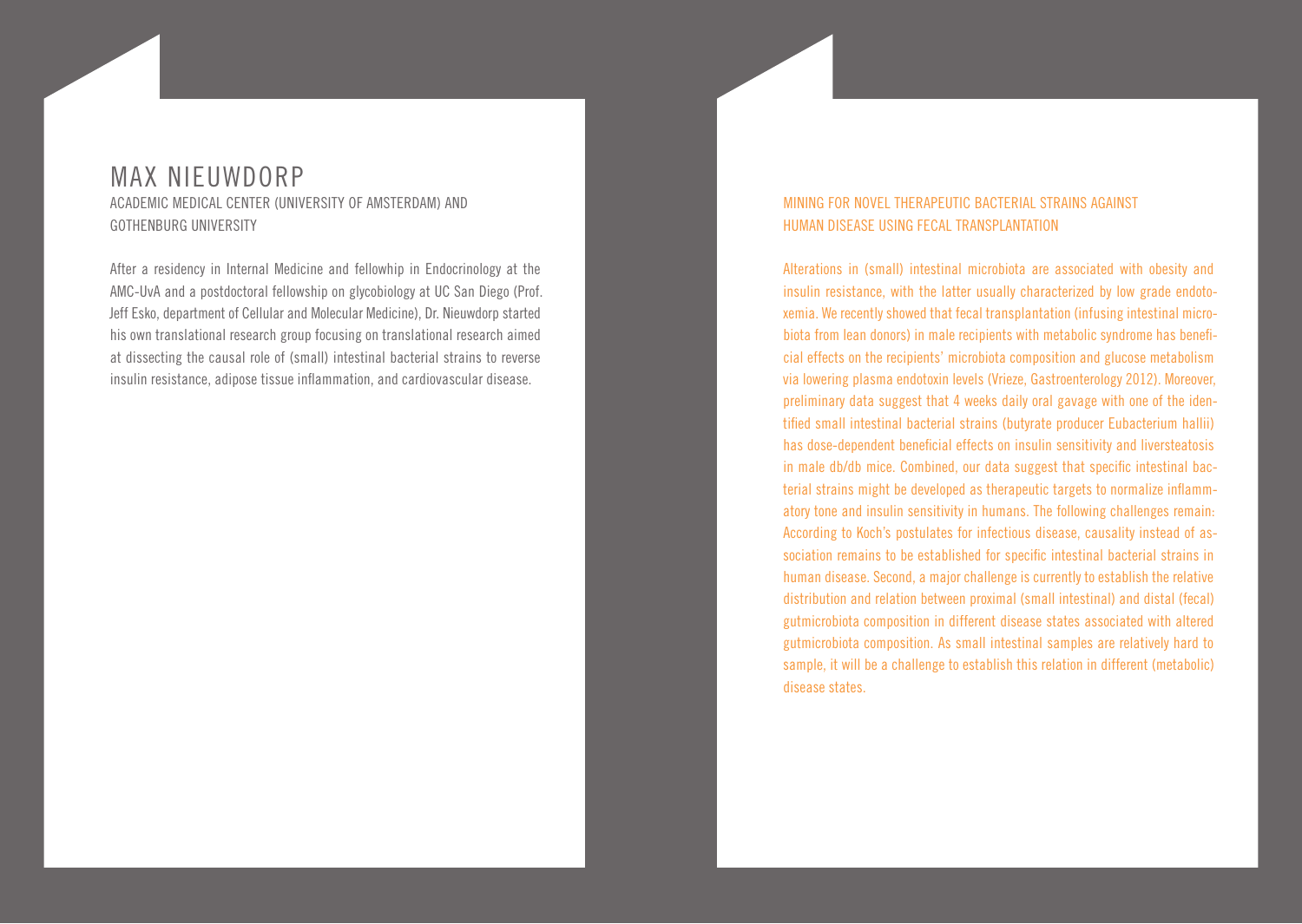# MAX NIEUWDORP

ACADEMIC MEDICAL CENTER (UNIVERSITY OF AMSTERDAM) AND GOTHENBURG UNIVERSITY

After a residency in Internal Medicine and fellowship in Endocrinology at the AMC-UvA and a postdoctoral fellowship on glycobiology at UC San Diego (Prof. Jeff Esko, department of Cellular and Molecular Medicine), Dr. Nieuwdorp started his own translational research group focusing on translational research aimed at dissecting the causal role of (small) intestinal bacterial strains to reverse insulin resistance, adipose tissue inflammation, and cardiovascular disease.

## MINING FOR NOVEL THERAPEUTIC BACTERIAL STRAINS AGAINST HUMAN DISEASE USING FECAL TRANSPLANTATION

Alterations in (small) intestinal microbiota are associated with obesity and insulin resistance, with the latter usually characterized by low grade endotoxemia. We recently showed that fecal transplantation (infusing intestinal microbiota from lean donors) in male recipients with metabolic syndrome has beneficial effects on the recipients' microbiota composition and glucose metabolism via lowering plasma endotoxin levels (Vrieze, Gastroenterology 2012). Moreover, preliminary data suggest that 4 weeks daily oral gavage with one of the identified small intestinal bacterial strains (butyrate producer Eubacterium hallii) has dose-dependent beneficial effects on insulin sensitivity and liversteatosis in male db/db mice. Combined, our data suggest that specific intestinal bacterial strains might be developed as therapeutic targets to normalize inflammatory tone and insulin sensitivity in humans. The following challenges remain: According to Koch's postulates for infectious disease, causality instead of association remains to be established for specific intestinal bacterial strains in human disease. Second, a major challenge is currently to establish the relative distribution and relation between proximal (small intestinal) and distal (fecal) gutmicrobiota composition in different disease states associated with altered gutmicrobiota composition. As small intestinal samples are relatively hard to sample, it will be a challenge to establish this relation in different (metabolic) disease states.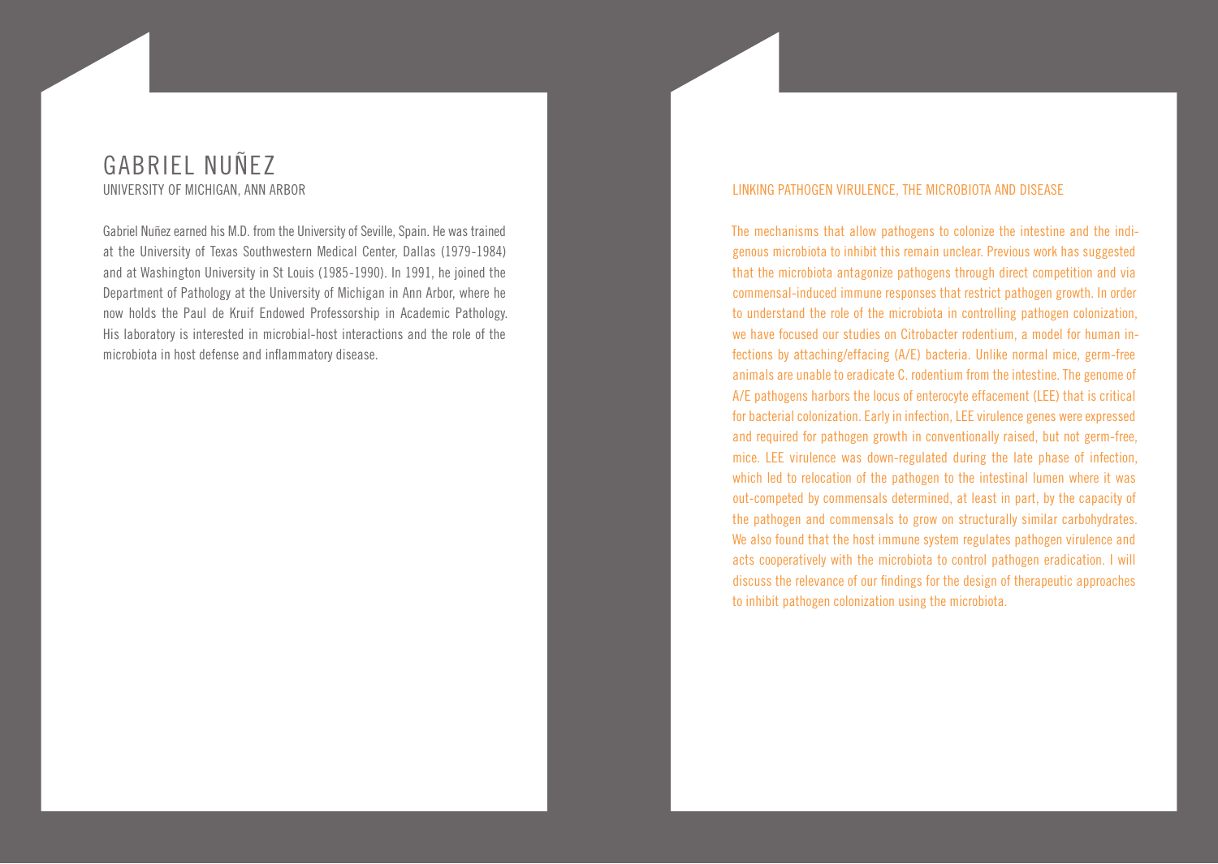# GABRIEL NUÑEZ

UNIVERSITY OF MICHIGAN, ANN ARBOR

Gabriel Nuñez earned his M.D. from the University of Seville, Spain. He was trained at the University of Texas Southwestern Medical Center, Dallas (1979-1984) and at Washington University in St Louis (1985-1990). In 1991, he joined the Department of Pathology at the University of Michigan in Ann Arbor, where he now holds the Paul de Kruif Endowed Professorship in Academic Pathology. His laboratory is interested in microbial-host interactions and the role of the microbiota in host defense and inflammatory disease.

## LINKING PATHOGEN VIRULENCE, THE MICROBIOTA AND DISEASE

The mechanisms that allow pathogens to colonize the intestine and the indigenous microbiota to inhibit this remain unclear. Previous work has suggested that the microbiota antagonize pathogens through direct competition and via commensal-induced immune responses that restrict pathogen growth. In order to understand the role of the microbiota in controlling pathogen colonization, we have focused our studies on Citrobacter rodentium, a model for human infections by attaching/effacing (A/E) bacteria. Unlike normal mice, germ-free animals are unable to eradicate C. rodentium from the intestine. The genome of A/E pathogens harbors the locus of enterocyte effacement (LEE) that is critical for bacterial colonization. Early in infection, LEE virulence genes were expressed and required for pathogen growth in conventionally raised, but not germ-free, mice. LEE virulence was down-regulated during the late phase of infection, which led to relocation of the pathogen to the intestinal lumen where it was out-competed by commensals determined, at least in part, by the capacity of the pathogen and commensals to grow on structurally similar carbohydrates. We also found that the host immune system regulates pathogen virulence and acts cooperatively with the microbiota to control pathogen eradication. I will discuss the relevance of our findings for the design of therapeutic approaches to inhibit pathogen colonization using the microbiota.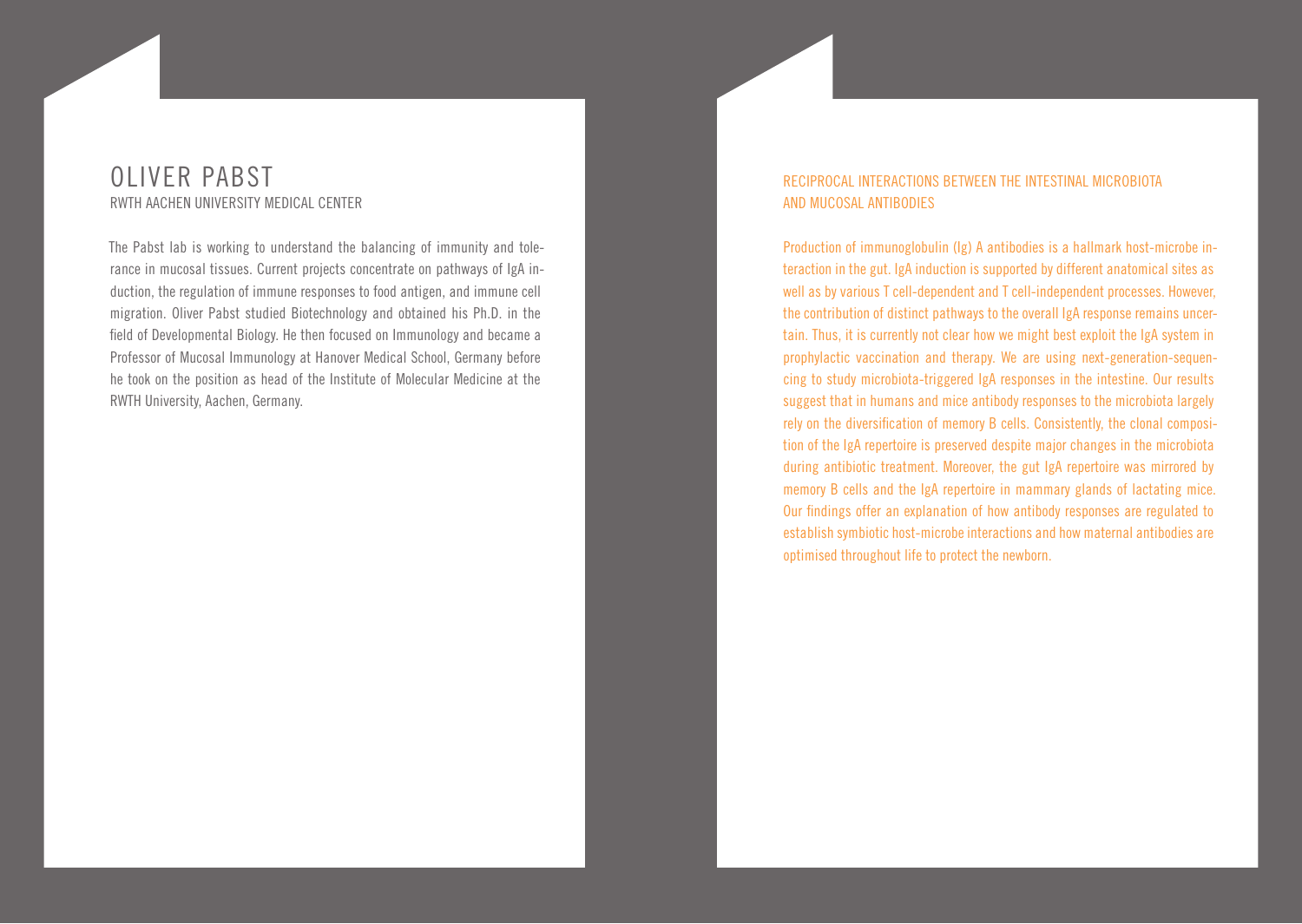# OLIVER PABST

RWTH AACHEN UNIVERSITY MEDICAL CENTER

The Pabst lab is working to understand the balancing of immunity and tolerance in mucosal tissues. Current projects concentrate on pathways of IgA induction, the regulation of immune responses to food antigen, and immune cell migration. Oliver Pabst studied Biotechnology and obtained his Ph.D. in the field of Developmental Biology. He then focused on Immunology and became a Professor of Mucosal Immunology at Hanover Medical School, Germany before he took on the position as head of the Institute of Molecular Medicine at the RWTH University, Aachen, Germany.

## RECIPROCAL INTERACTIONS BETWEEN THE INTESTINAL MICROBIOTA AND MUCOSAL ANTIBODIES

Production of immunoglobulin (Ig) A antibodies is a hallmark host-microbe interaction in the gut. IgA induction is supported by different anatomical sites as well as by various T cell-dependent and T cell-independent processes. However, the contribution of distinct pathways to the overall IgA response remains uncertain. Thus, it is currently not clear how we might best exploit the IgA system in prophylactic vaccination and therapy. We are using next-generation-sequencing to study microbiota-triggered IgA responses in the intestine. Our results suggest that in humans and mice antibody responses to the microbiota largely rely on the diversification of memory B cells. Consistently, the clonal composition of the IgA repertoire is preserved despite major changes in the microbiota during antibiotic treatment. Moreover, the gut IgA repertoire was mirrored by memory B cells and the IgA repertoire in mammary glands of lactating mice. Our findings offer an explanation of how antibody responses are regulated to establish symbiotic host-microbe interactions and how maternal antibodies are optimised throughout life to protect the newborn.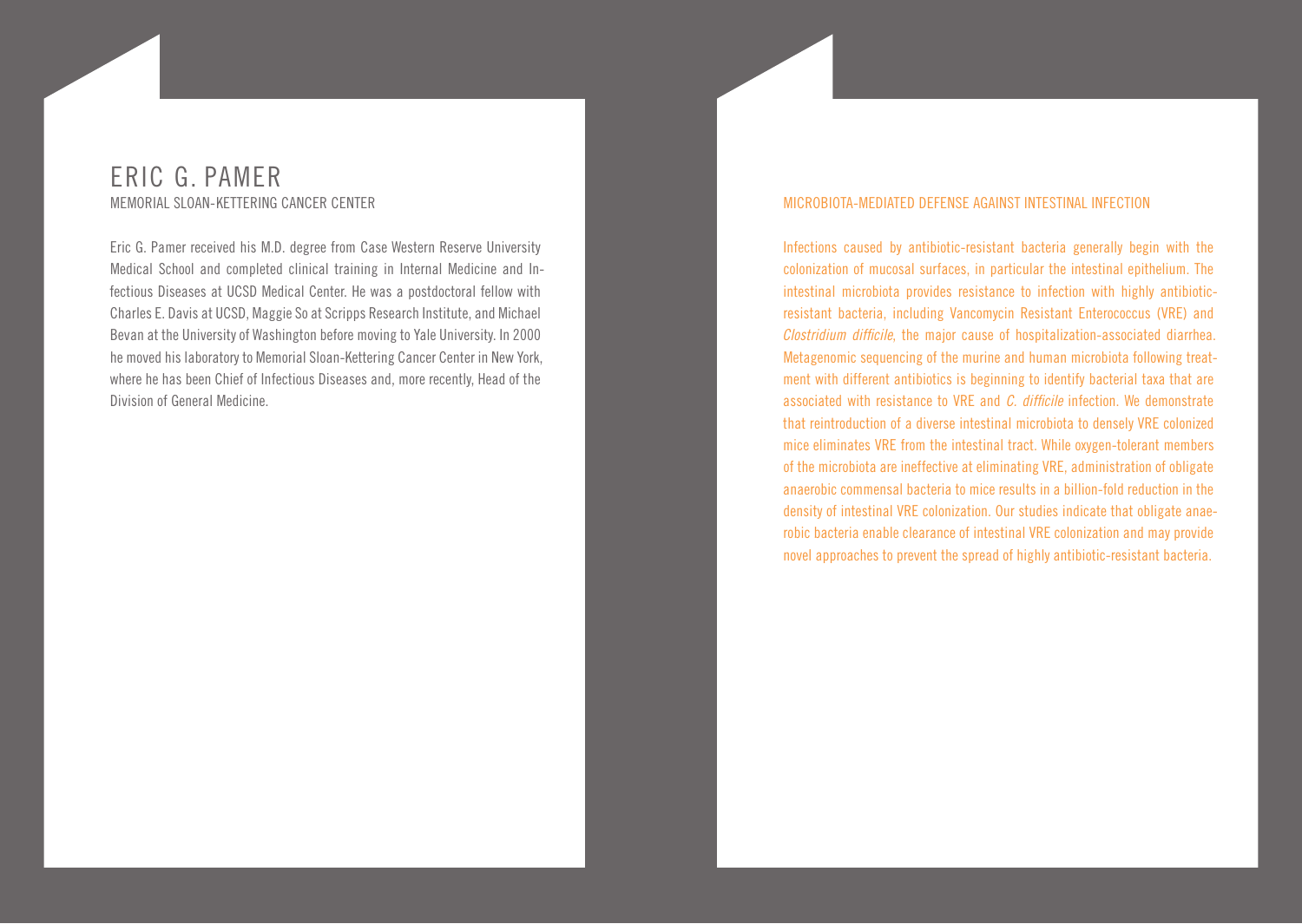# ERIC G. PAMER

MEMORIAL SLOAN-KETTERING CANCER CENTER

Eric G. Pamer received his M.D. degree from Case Western Reserve University Medical School and completed clinical training in Internal Medicine and Infectious Diseases at UCSD Medical Center. He was a postdoctoral fellow with Charles E. Davis at UCSD, Maggie So at Scripps Research Institute, and Michael Bevan at the University of Washington before moving to Yale University. In 2000 he moved his laboratory to Memorial Sloan-Kettering Cancer Center in New York, where he has been Chief of Infectious Diseases and, more recently, Head of the Division of General Medicine.

## MICROBIOTA-MEDIATED DEFENSE AGAINST INTESTINAL INFECTION

Infections caused by antibiotic-resistant bacteria generally begin with the colonization of mucosal surfaces, in particular the intestinal epithelium. The intestinal microbiota provides resistance to infection with highly antibiotic-resistant bacteria, including Vancomycin Resistant Enterococcus (VRE) and *Clostridium difficile*, the major cause of hospitalization-associated diarrhea. Metagenomic sequencing of the murine and human microbiota following treatment with different antibiotics is beginning to identify bacterial taxa that are associated with resistance to VRE and *C. difficile* infection. We demonstrate that reintroduction of a diverse intestinal microbiota to densely VRE colonized mice eliminates VRE from the intestinal tract. While oxygen-tolerant members of the microbiota are ineffective at eliminating VRE, administration of obligate anaerobic commensal bacteria to mice results in a billion-fold reduction in the density of intestinal VRE colonization. Our studies indicate that obligate anaerobic bacteria enable clearance of intestinal VRE colonization and may provide novel approaches to prevent the spread of highly antibiotic-resistant bacteria.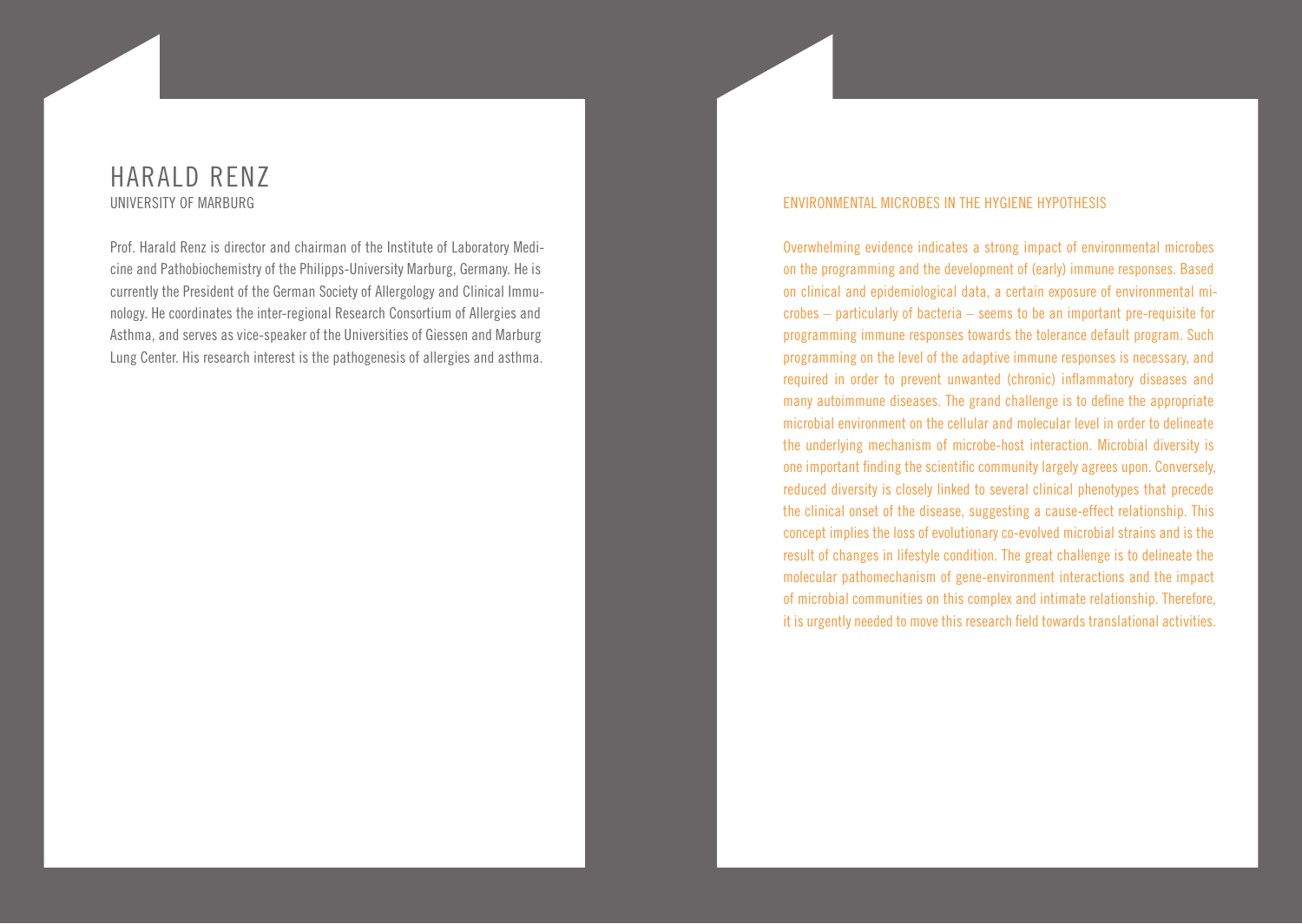# HARALD RENZ

UNIVERSITY OF MARBURG

Prof. Harald Renz is director and chairman of the Institute of Laboratory Medicine and Pathobiochemistry of the Philipps-University Marburg, Germany. He is currently the President of the German Society of Allergology and Clinical Immunology. He coordinates the inter-regional Research Consortium of Allergies and Asthma, and serves as vice-speaker of the Universities of Giessen and Marburg Lung Center. His research interest is the pathogenesis of allergies and asthma.

## ENVIRONMENTAL MICROBES IN THE HYGIENE HYPOTHESIS

Overwhelming evidence indicates a strong impact of environmental microbes on the programming and the development of (early) immune responses. Based on clinical and epidemiological data, a certain exposure of environmental microbes – particularly of bacteria – seems to be an important pre-requisite for programming immune responses towards the tolerance default program. Such programming on the level of the adaptive immune responses is necessary, and required in order to prevent unwanted (chronic) inflammatory diseases and many autoimmune diseases. The grand challenge is to define the appropriate microbial environment on the cellular and molecular level in order to delineate the underlying mechanism of microbe-host interaction. Microbial diversity is one important finding the scientific community largely agrees upon. Conversely, reduced diversity is closely linked to several clinical phenotypes that precede the clinical onset of the disease, suggesting a cause-effect relationship. This concept implies the loss of evolutionary co-evolved microbial strains and is the result of changes in lifestyle condition. The great challenge is to delineate the molecular pathomechanism of gene-environment interactions and the impact of microbial communities on this complex and intimate relationship. Therefore, it is urgently needed to move this research field towards translational activities.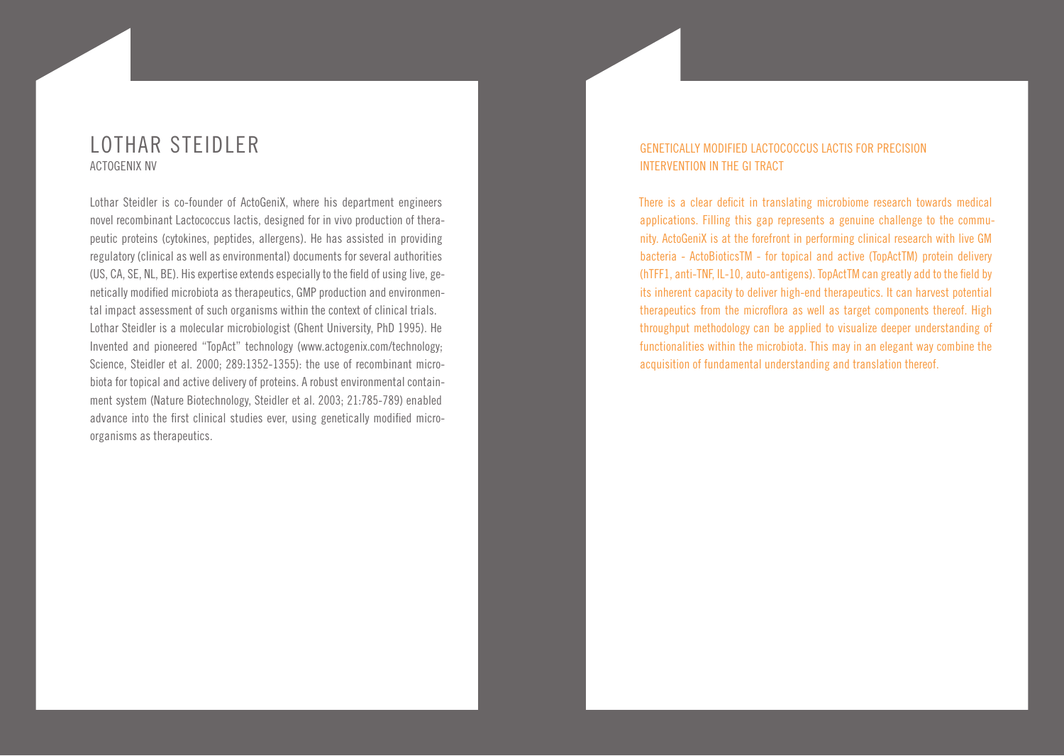# LOTHAR STEIDLER

ACTOGENIX NV

Lothar Steidler is co-founder of ActoGeniX, where his department engineers novel recombinant Lactococcus lactis, designed for in vivo production of therapeutic proteins (cytokines, peptides, allergens). He has assisted in providing regulatory (clinical as well as environmental) documents for several authorities (US, CA, SE, NL, BE). His expertise extends especially to the field of using live, genetically modified microbiota as therapeutics, GMP production and environmental impact assessment of such organisms within the context of clinical trials.
Lothar Steidler is a molecular microbiologist (Ghent University, PhD 1995). He Invented and pioneered "TopAct" technology (www.actogenix.com/technology; Science, Steidler et al. 2000; 289:1352-1355): the use of recombinant microbiota for topical and active delivery of proteins. A robust environmental containment system (Nature Biotechnology, Steidler et al. 2003; 21:785-789) enabled advance into the first clinical studies ever, using genetically modified microorganisms as therapeutics.

## GENETICALLY MODIFIED LACTOCOCCUS LACTIS FOR PRECISION INTERVENTION IN THE GI TRACT

There is a clear deficit in translating microbiome research towards medical applications. Filling this gap represents a genuine challenge to the community. ActoGeniX is at the forefront in performing clinical research with live GM bacteria - ActoBioticsTM - for topical and active (TopActTM) protein delivery (hTFF1, anti-TNF, IL-10, auto-antigens). TopActTM can greatly add to the field by its inherent capacity to deliver high-end therapeutics. It can harvest potential therapeutics from the microflora as well as target components thereof. High throughput methodology can be applied to visualize deeper understanding of functionalities within the microbiota. This may in an elegant way combine the acquisition of fundamental understanding and translation thereof.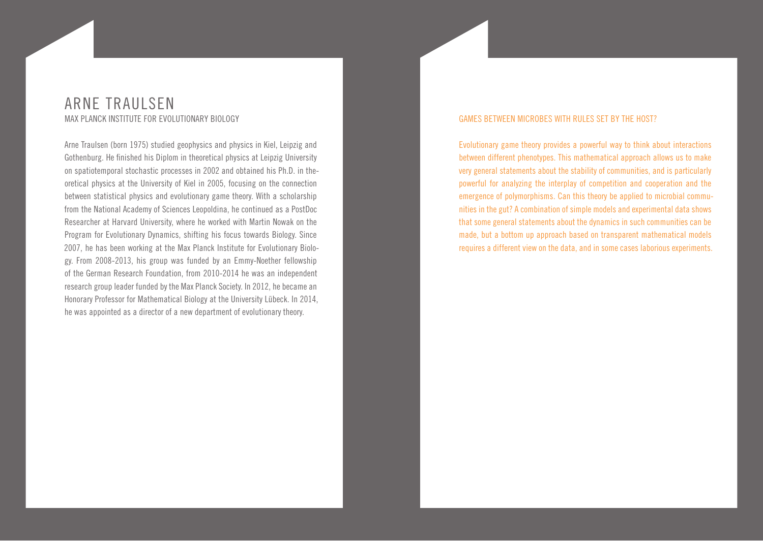# ARNE TRAULSEN

MAX PLANCK INSTITUTE FOR EVOLUTIONARY BIOLOGY

Arne Traulsen (born 1975) studied geophysics and physics in Kiel, Leipzig and Gothenburg. He finished his Diplom in theoretical physics at Leipzig University on spatiotemporal stochastic processes in 2002 and obtained his Ph.D. in theoretical physics at the University of Kiel in 2005, focusing on the connection between statistical physics and evolutionary game theory. With a scholarship from the National Academy of Sciences Leopoldina, he continued as a PostDoc Researcher at Harvard University, where he worked with Martin Nowak on the Program for Evolutionary Dynamics, shifting his focus towards Biology. Since 2007, he has been working at the Max Planck Institute for Evolutionary Biology. From 2008-2013, his group was funded by an Emmy-Noether fellowship of the German Research Foundation, from 2010-2014 he was an independent research group leader funded by the Max Planck Society. In 2012, he became an Honorary Professor for Mathematical Biology at the University Lübeck. In 2014, he was appointed as a director of a new department of evolutionary theory.

## GAMES BETWEEN MICROBES WITH RULES SET BY THE HOST?

Evolutionary game theory provides a powerful way to think about interactions between different phenotypes. This mathematical approach allows us to make very general statements about the stability of communities, and is particularly powerful for analyzing the interplay of competition and cooperation and the emergence of polymorphisms. Can this theory be applied to microbial communities in the gut? A combination of simple models and experimental data shows that some general statements about the dynamics in such communities can be made, but a bottom up approach based on transparent mathematical models requires a different view on the data, and in some cases laborious experiments.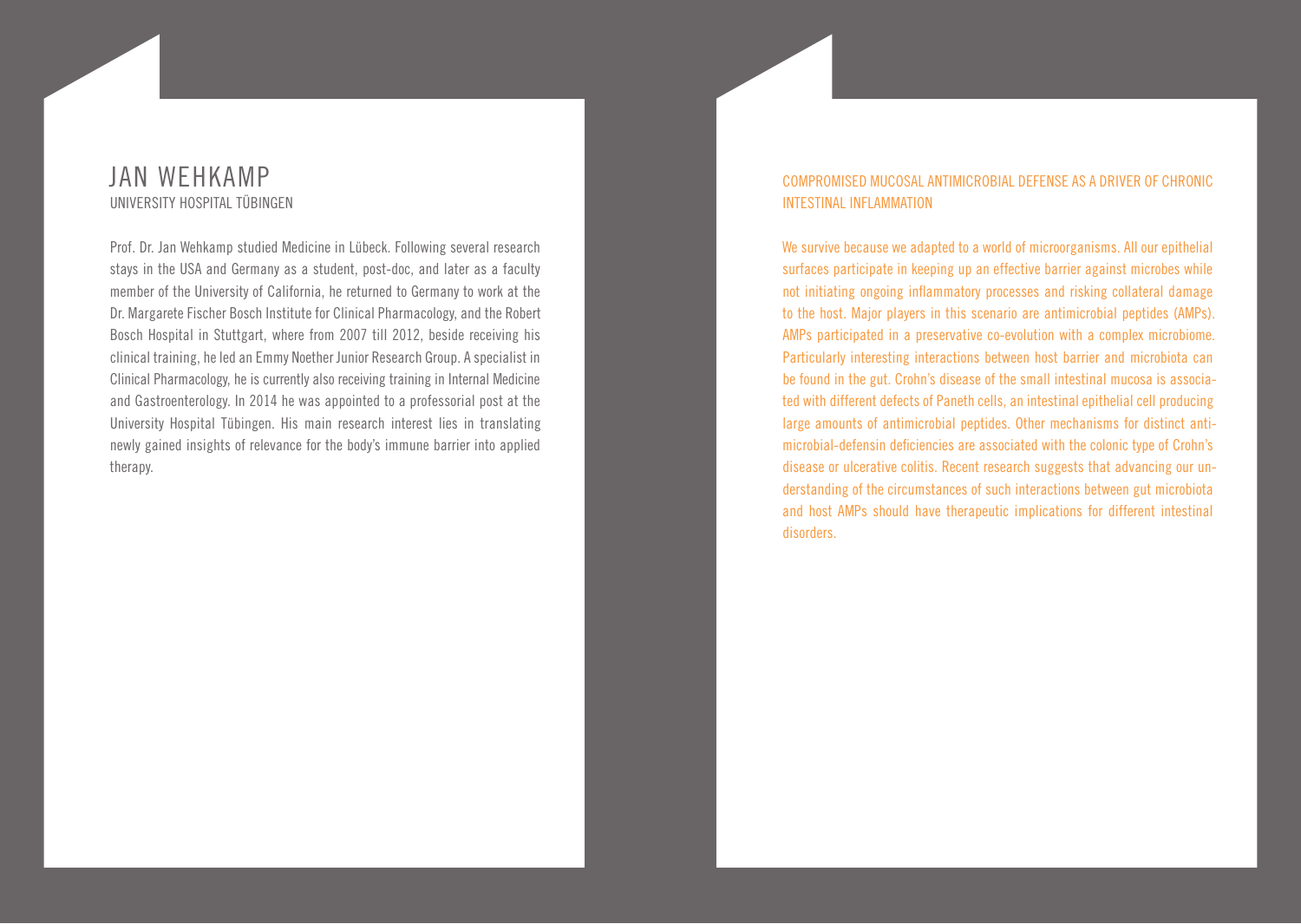# JAN WEHKAMP

UNIVERSITY HOSPITAL TÜBINGEN

Prof. Dr. Jan Wehkamp studied Medicine in Lübeck. Following several research stays in the USA and Germany as a student, post-doc, and later as a faculty member of the University of California, he returned to Germany to work at the Dr. Margarete Fischer Bosch Institute for Clinical Pharmacology, and the Robert Bosch Hospital in Stuttgart, where from 2007 till 2012, beside receiving his clinical training, he led an Emmy Noether Junior Research Group. A specialist in Clinical Pharmacology, he is currently also receiving training in Internal Medicine and Gastroenterology. In 2014 he was appointed to a professorial post at the University Hospital Tübingen. His main research interest lies in translating newly gained insights of relevance for the body's immune barrier into applied therapy.

## COMPROMISED MUCOSAL ANTIMICROBIAL DEFENSE AS A DRIVER OF CHRONIC INTESTINAL INFLAMMATION

We survive because we adapted to a world of microorganisms. All our epithelial surfaces participate in keeping up an effective barrier against microbes while not initiating ongoing inflammatory processes and risking collateral damage to the host. Major players in this scenario are antimicrobial peptides (AMPs). AMPs participated in a preservative co-evolution with a complex microbiome. Particularly interesting interactions between host barrier and microbiota can be found in the gut. Crohn's disease of the small intestinal mucosa is associated with different defects of Paneth cells, an intestinal epithelial cell producing large amounts of antimicrobial peptides. Other mechanisms for distinct antimicrobial-defensin deficiencies are associated with the colonic type of Crohn's disease or ulcerative colitis. Recent research suggests that advancing our understanding of the circumstances of such interactions between gut microbiota and host AMPs should have therapeutic implications for different intestinal disorders.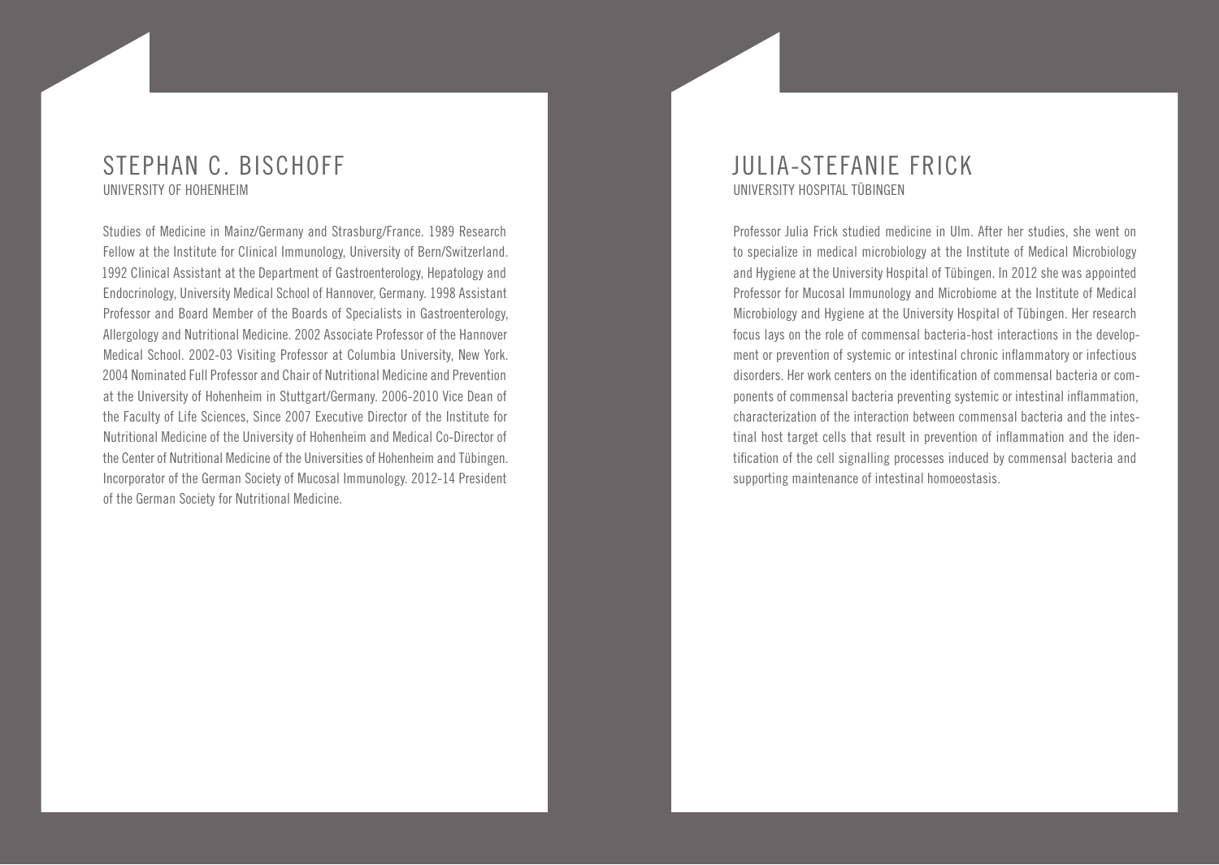## STEPHAN C. BISCHOFF

UNIVERSITY OF HOHENHEIM

Studies of Medicine in Mainz/Germany and Strasburg/France. 1989 Research Fellow at the Institute for Clinical Immunology, University of Bern/Switzerland. 1992 Clinical Assistant at the Department of Gastroenterology, Hepatology and Endocrinology, University Medical School of Hannover, Germany. 1998 Assistant Professor and Board Member of the Boards of Specialists in Gastroenterology, Allergology and Nutritional Medicine. 2002 Associate Professor of the Hannover Medical School. 2002-03 Visiting Professor at Columbia University, New York. 2004 Nominated Full Professor and Chair of Nutritional Medicine and Prevention at the University of Hohenheim in Stuttgart/Germany. 2006-2010 Vice Dean of the Faculty of Life Sciences, Since 2007 Executive Director of the Institute for Nutritional Medicine of the University of Hohenheim and Medical Co-Director of the Center of Nutritional Medicine of the Universities of Hohenheim and Tübingen. Incorporator of the German Society of Mucosal Immunology. 2012-14 President of the German Society for Nutritional Medicine.

## JULIA-STEFANIE FRICK

UNIVERSITY HOSPITAL TÜBINGEN

Professor Julia Frick studied medicine in Ulm. After her studies, she went on to specialize in medical microbiology at the Institute of Medical Microbiology and Hygiene at the University Hospital of Tübingen. In 2012 she was appointed Professor for Mucosal Immunology and Microbiome at the Institute of Medical Microbiology and Hygiene at the University Hospital of Tübingen. Her research focus lays on the role of commensal bacteria-host interactions in the development or prevention of systemic or intestinal chronic inflammatory or infectious disorders. Her work centers on the identification of commensal bacteria or components of commensal bacteria preventing systemic or intestinal inflammation, characterization of the interaction between commensal bacteria and the intestinal host target cells that result in prevention of inflammation and the identification of the cell signalling processes induced by commensal bacteria and supporting maintenance of intestinal homoeostasis.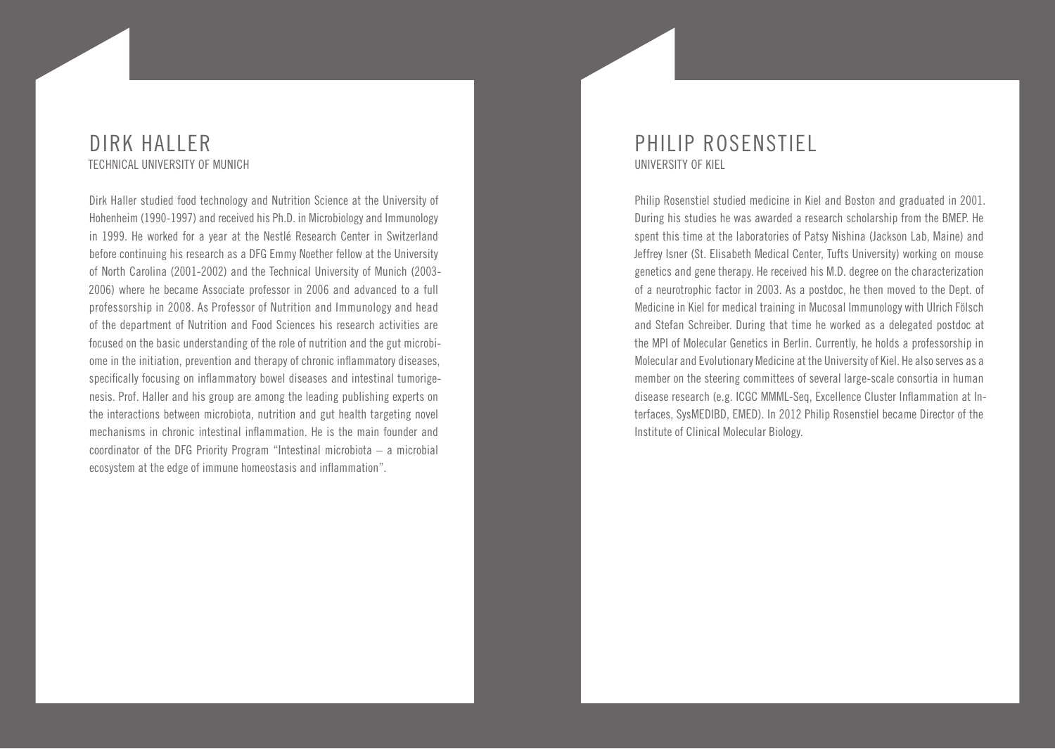## DIRK HALLER

TECHNICAL UNIVERSITY OF MUNICH

Dirk Haller studied food technology and Nutrition Science at the University of Hohenheim (1990-1997) and received his Ph.D. in Microbiology and Immunology in 1999. He worked for a year at the Nestlé Research Center in Switzerland before continuing his research as a DFG Emmy Noether fellow at the University of North Carolina (2001-2002) and the Technical University of Munich (2003-2006) where he became Associate professor in 2006 and advanced to a full professorship in 2008. As Professor of Nutrition and Immunology and head of the department of Nutrition and Food Sciences his research activities are focused on the basic understanding of the role of nutrition and the gut microbiome in the initiation, prevention and therapy of chronic inflammatory diseases, specifically focusing on inflammatory bowel diseases and intestinal tumorigenesis. Prof. Haller and his group are among the leading publishing experts on the interactions between microbiota, nutrition and gut health targeting novel mechanisms in chronic intestinal inflammation. He is the main founder and coordinator of the DFG Priority Program "Intestinal microbiota – a microbial ecosystem at the edge of immune homeostasis and inflammation".

## PHILIP ROSENSTIEL

UNIVERSITY OF KIEL

Philip Rosenstiel studied medicine in Kiel and Boston and graduated in 2001. During his studies he was awarded a research scholarship from the BMEP. He spent this time at the laboratories of Patsy Nishina (Jackson Lab, Maine) and Jeffrey Isner (St. Elisabeth Medical Center, Tufts University) working on mouse genetics and gene therapy. He received his M.D. degree on the characterization of a neurotrophic factor in 2003. As a postdoc, he then moved to the Dept. of Medicine in Kiel for medical training in Mucosal Immunology with Ulrich Fölsch and Stefan Schreiber. During that time he worked as a delegated postdoc at the MPI of Molecular Genetics in Berlin. Currently, he holds a professorship in Molecular and Evolutionary Medicine at the University of Kiel. He also serves as a member on the steering committees of several large-scale consortia in human disease research (e.g. ICGC MMML-Seq, Excellence Cluster Inflammation at Interfaces, SysMEDIBD, EMED). In 2012 Philip Rosenstiel became Director of the Institute of Clinical Molecular Biology.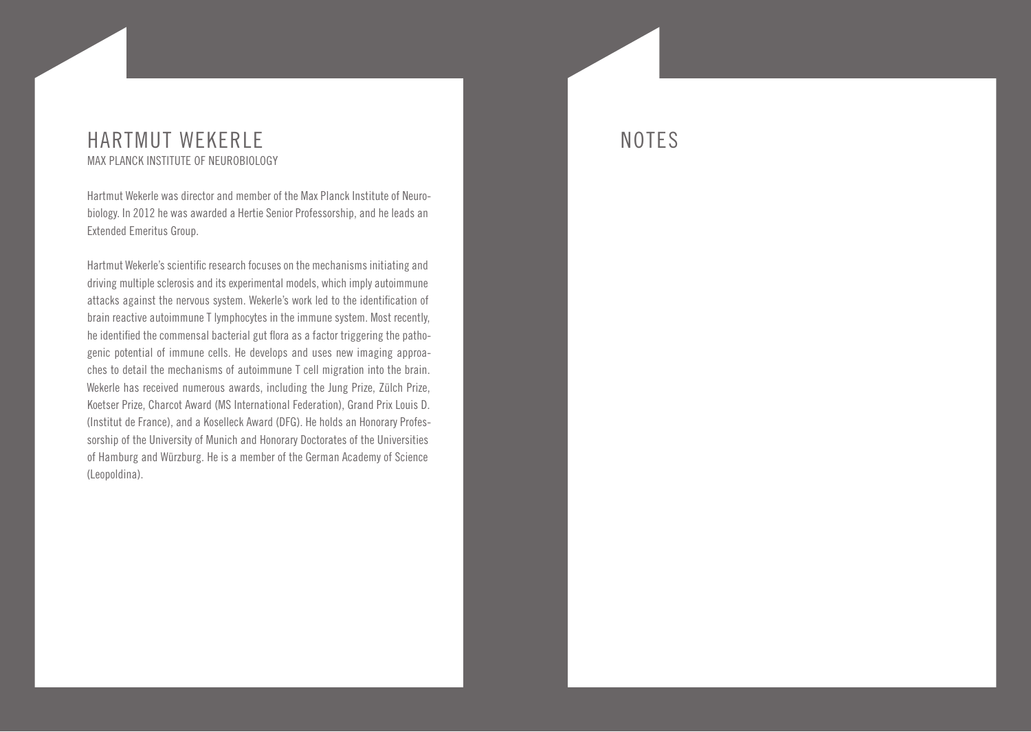# HARTMUT WEKERLE

MAX PLANCK INSTITUTE OF NEUROBIOLOGY

Hartmut Wekerle was director and member of the Max Planck Institute of Neurobiology. In 2012 he was awarded a Hertie Senior Professorship, and he leads an Extended Emeritus Group.

Hartmut Wekerle's scientific research focuses on the mechanisms initiating and driving multiple sclerosis and its experimental models, which imply autoimmune attacks against the nervous system. Wekerle's work led to the identification of brain reactive autoimmune T lymphocytes in the immune system. Most recently, he identified the commensal bacterial gut flora as a factor triggering the pathogenic potential of immune cells. He develops and uses new imaging approaches to detail the mechanisms of autoimmune T cell migration into the brain. Wekerle has received numerous awards, including the Jung Prize, Zülch Prize, Koetser Prize, Charcot Award (MS International Federation), Grand Prix Louis D. (Institut de France), and a Koselleck Award (DFG). He holds an Honorary Professorship of the University of Munich and Honorary Doctorates of the Universities of Hamburg and Würzburg. He is a member of the German Academy of Science (Leopoldina).

# NOTES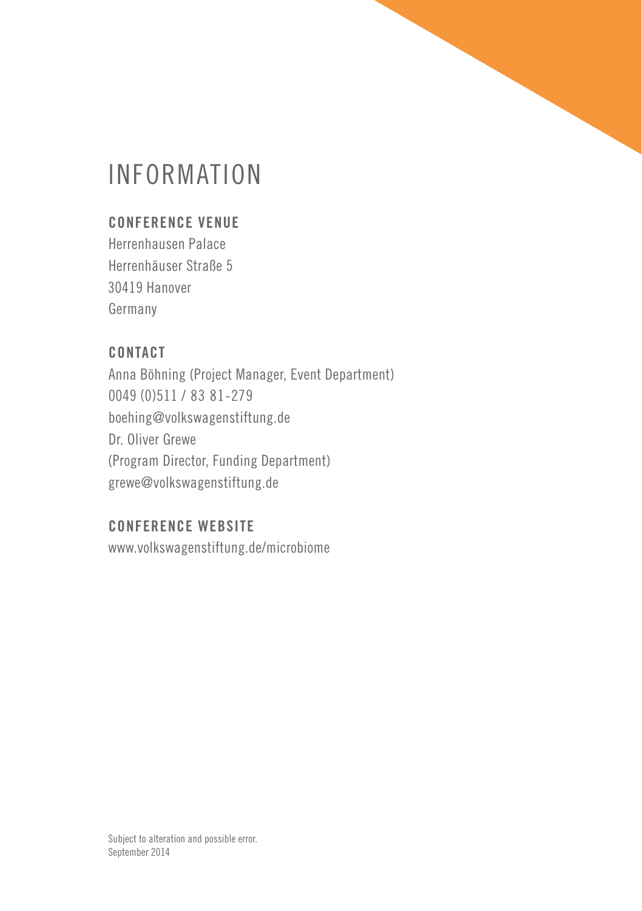# INFORMATION

## CONFERENCE VENUE

Herrenhausen Palace
Herrenhäuser Straße 5
30419 Hanover
Germany

## CONTACT

Anna Böhning (Project Manager, Event Department)
0049 (0)511 / 83 81-279
boehing@volkswagenstiftung.de
Dr. Oliver Grewe
(Program Director, Funding Department)
grewe@volkswagenstiftung.de

## CONFERENCE WEBSITE

www.volkswagenstiftung.de/microbiome

Subject to alteration and possible error.
September 2014